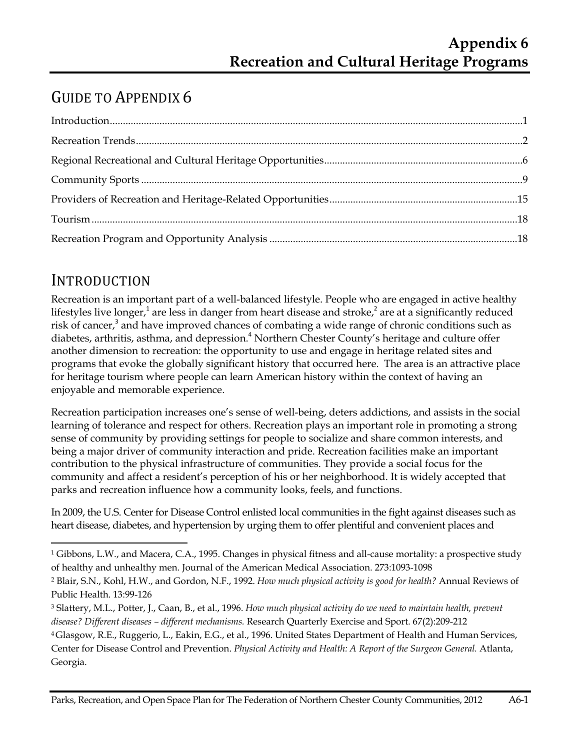# Appendix 6
# Recreation and Cultural Heritage Programs

## Guide to Appendix 6

Introduction ........................................................................ 1
Recreation Trends ........................................................................ 2
Regional Recreational and Cultural Heritage Opportunities ........................................................................ 6
Community Sports ........................................................................ 9
Providers of Recreation and Heritage-Related Opportunities ........................................................................ 15
Tourism ........................................................................ 18
Recreation Program and Opportunity Analysis ........................................................................ 18

## Introduction

Recreation is an important part of a well-balanced lifestyle. People who are engaged in active healthy lifestyles live longer,[1] are less in danger from heart disease and stroke,[2] are at a significantly reduced risk of cancer,[3] and have improved chances of combating a wide range of chronic conditions such as diabetes, arthritis, asthma, and depression.[4] Northern Chester County's heritage and culture offer another dimension to recreation: the opportunity to use and engage in heritage related sites and programs that evoke the globally significant history that occurred here. The area is an attractive place for heritage tourism where people can learn American history within the context of having an enjoyable and memorable experience.

Recreation participation increases one's sense of well-being, deters addictions, and assists in the social learning of tolerance and respect for others. Recreation plays an important role in promoting a strong sense of community by providing settings for people to socialize and share common interests, and being a major driver of community interaction and pride. Recreation facilities make an important contribution to the physical infrastructure of communities. They provide a social focus for the community and affect a resident's perception of his or her neighborhood. It is widely accepted that parks and recreation influence how a community looks, feels, and functions.

In 2009, the U.S. Center for Disease Control enlisted local communities in the fight against diseases such as heart disease, diabetes, and hypertension by urging them to offer plentiful and convenient places and

---

[1] Gibbons, L.W., and Macera, C.A., 1995. Changes in physical fitness and all-cause mortality: a prospective study of healthy and unhealthy men. Journal of the American Medical Association. 273:1093-1098

[2] Blair, S.N., Kohl, H.W., and Gordon, N.F., 1992. *How much physical activity is good for health?* Annual Reviews of Public Health. 13:99-126

[3] Slattery, M.L., Potter, J., Caan, B., et al., 1996. *How much physical activity do we need to maintain health, prevent disease? Different diseases – different mechanisms.* Research Quarterly Exercise and Sport. 67(2):209-212

[4] Glasgow, R.E., Ruggerio, L., Eakin, E.G., et al., 1996. United States Department of Health and Human Services, Center for Disease Control and Prevention. *Physical Activity and Health: A Report of the Surgeon General.* Atlanta, Georgia.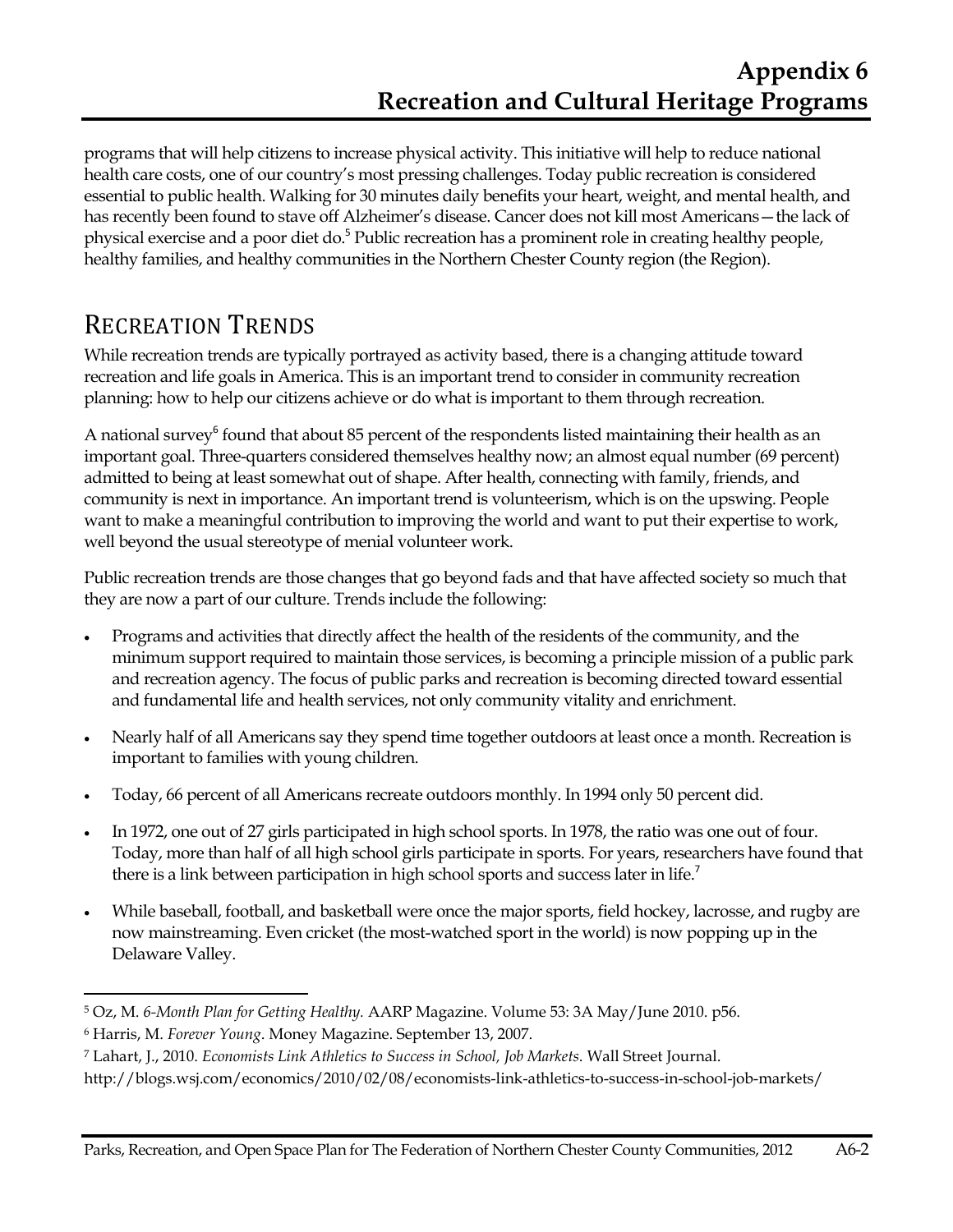programs that will help citizens to increase physical activity. This initiative will help to reduce national health care costs, one of our country's most pressing challenges. Today public recreation is considered essential to public health. Walking for 30 minutes daily benefits your heart, weight, and mental health, and has recently been found to stave off Alzheimer's disease. Cancer does not kill most Americans—the lack of physical exercise and a poor diet do.[5] Public recreation has a prominent role in creating healthy people, healthy families, and healthy communities in the Northern Chester County region (the Region).

## RECREATION TRENDS

While recreation trends are typically portrayed as activity based, there is a changing attitude toward recreation and life goals in America. This is an important trend to consider in community recreation planning: how to help our citizens achieve or do what is important to them through recreation.

A national survey[6] found that about 85 percent of the respondents listed maintaining their health as an important goal. Three-quarters considered themselves healthy now; an almost equal number (69 percent) admitted to being at least somewhat out of shape. After health, connecting with family, friends, and community is next in importance. An important trend is volunteerism, which is on the upswing. People want to make a meaningful contribution to improving the world and want to put their expertise to work, well beyond the usual stereotype of menial volunteer work.

Public recreation trends are those changes that go beyond fads and that have affected society so much that they are now a part of our culture. Trends include the following:

- Programs and activities that directly affect the health of the residents of the community, and the minimum support required to maintain those services, is becoming a principle mission of a public park and recreation agency. The focus of public parks and recreation is becoming directed toward essential and fundamental life and health services, not only community vitality and enrichment.
- Nearly half of all Americans say they spend time together outdoors at least once a month. Recreation is important to families with young children.
- Today, 66 percent of all Americans recreate outdoors monthly. In 1994 only 50 percent did.
- In 1972, one out of 27 girls participated in high school sports. In 1978, the ratio was one out of four. Today, more than half of all high school girls participate in sports. For years, researchers have found that there is a link between participation in high school sports and success later in life.[7]
- While baseball, football, and basketball were once the major sports, field hockey, lacrosse, and rugby are now mainstreaming. Even cricket (the most-watched sport in the world) is now popping up in the Delaware Valley.

---

[5] Oz, M. *6-Month Plan for Getting Healthy.* AARP Magazine. Volume 53: 3A May/June 2010. p56.

[6] Harris, M. *Forever Young*. Money Magazine. September 13, 2007.

[7] Lahart, J., 2010. *Economists Link Athletics to Success in School, Job Markets.* Wall Street Journal. http://blogs.wsj.com/economics/2010/02/08/economists-link-athletics-to-success-in-school-job-markets/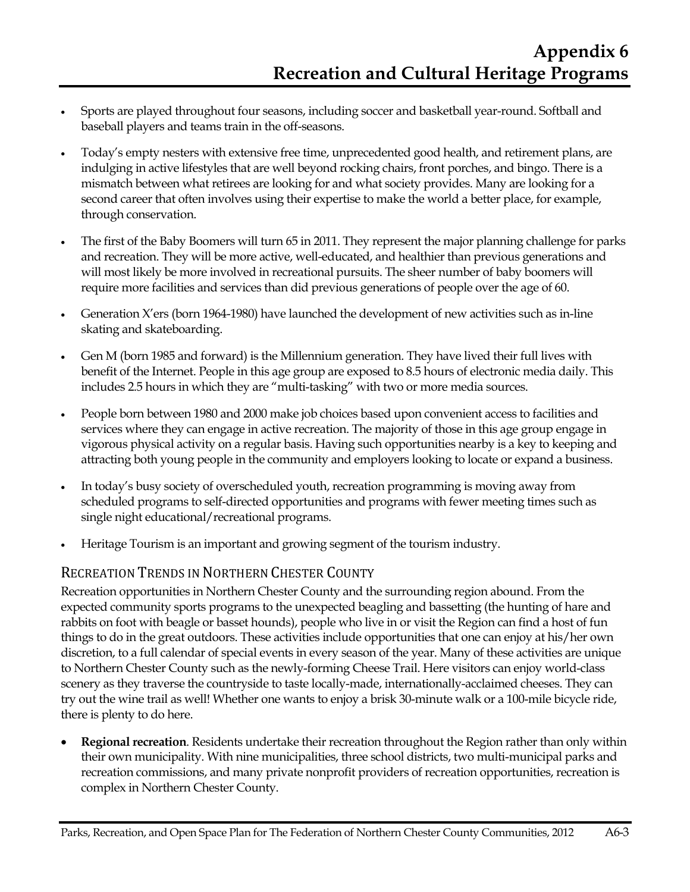- Sports are played throughout four seasons, including soccer and basketball year-round. Softball and baseball players and teams train in the off-seasons.
- Today's empty nesters with extensive free time, unprecedented good health, and retirement plans, are indulging in active lifestyles that are well beyond rocking chairs, front porches, and bingo. There is a mismatch between what retirees are looking for and what society provides. Many are looking for a second career that often involves using their expertise to make the world a better place, for example, through conservation.
- The first of the Baby Boomers will turn 65 in 2011. They represent the major planning challenge for parks and recreation. They will be more active, well-educated, and healthier than previous generations and will most likely be more involved in recreational pursuits. The sheer number of baby boomers will require more facilities and services than did previous generations of people over the age of 60.
- Generation X'ers (born 1964-1980) have launched the development of new activities such as in-line skating and skateboarding.
- Gen M (born 1985 and forward) is the Millennium generation. They have lived their full lives with benefit of the Internet. People in this age group are exposed to 8.5 hours of electronic media daily. This includes 2.5 hours in which they are "multi-tasking" with two or more media sources.
- People born between 1980 and 2000 make job choices based upon convenient access to facilities and services where they can engage in active recreation. The majority of those in this age group engage in vigorous physical activity on a regular basis. Having such opportunities nearby is a key to keeping and attracting both young people in the community and employers looking to locate or expand a business.
- In today's busy society of overscheduled youth, recreation programming is moving away from scheduled programs to self-directed opportunities and programs with fewer meeting times such as single night educational/recreational programs.
- Heritage Tourism is an important and growing segment of the tourism industry.

## Recreation Trends in Northern Chester County

Recreation opportunities in Northern Chester County and the surrounding region abound. From the expected community sports programs to the unexpected beagling and bassetting (the hunting of hare and rabbits on foot with beagle or basset hounds), people who live in or visit the Region can find a host of fun things to do in the great outdoors. These activities include opportunities that one can enjoy at his/her own discretion, to a full calendar of special events in every season of the year. Many of these activities are unique to Northern Chester County such as the newly-forming Cheese Trail. Here visitors can enjoy world-class scenery as they traverse the countryside to taste locally-made, internationally-acclaimed cheeses. They can try out the wine trail as well! Whether one wants to enjoy a brisk 30-minute walk or a 100-mile bicycle ride, there is plenty to do here.

- **Regional recreation**. Residents undertake their recreation throughout the Region rather than only within their own municipality. With nine municipalities, three school districts, two multi-municipal parks and recreation commissions, and many private nonprofit providers of recreation opportunities, recreation is complex in Northern Chester County.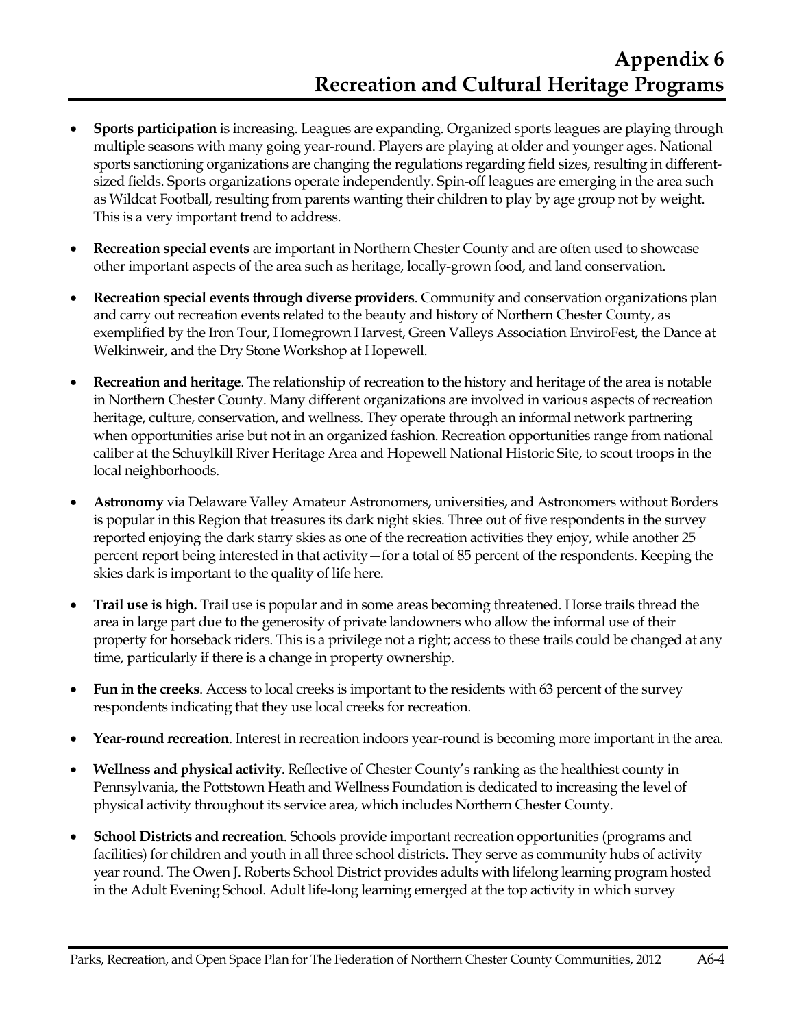- **Sports participation** is increasing. Leagues are expanding. Organized sports leagues are playing through multiple seasons with many going year-round. Players are playing at older and younger ages. National sports sanctioning organizations are changing the regulations regarding field sizes, resulting in different-sized fields. Sports organizations operate independently. Spin-off leagues are emerging in the area such as Wildcat Football, resulting from parents wanting their children to play by age group not by weight. This is a very important trend to address.

- **Recreation special events** are important in Northern Chester County and are often used to showcase other important aspects of the area such as heritage, locally-grown food, and land conservation.

- **Recreation special events through diverse providers**. Community and conservation organizations plan and carry out recreation events related to the beauty and history of Northern Chester County, as exemplified by the Iron Tour, Homegrown Harvest, Green Valleys Association EnviroFest, the Dance at Welkinweir, and the Dry Stone Workshop at Hopewell.

- **Recreation and heritage**. The relationship of recreation to the history and heritage of the area is notable in Northern Chester County. Many different organizations are involved in various aspects of recreation heritage, culture, conservation, and wellness. They operate through an informal network partnering when opportunities arise but not in an organized fashion. Recreation opportunities range from national caliber at the Schuylkill River Heritage Area and Hopewell National Historic Site, to scout troops in the local neighborhoods.

- **Astronomy** via Delaware Valley Amateur Astronomers, universities, and Astronomers without Borders is popular in this Region that treasures its dark night skies. Three out of five respondents in the survey reported enjoying the dark starry skies as one of the recreation activities they enjoy, while another 25 percent report being interested in that activity—for a total of 85 percent of the respondents. Keeping the skies dark is important to the quality of life here.

- **Trail use is high.** Trail use is popular and in some areas becoming threatened. Horse trails thread the area in large part due to the generosity of private landowners who allow the informal use of their property for horseback riders. This is a privilege not a right; access to these trails could be changed at any time, particularly if there is a change in property ownership.

- **Fun in the creeks**. Access to local creeks is important to the residents with 63 percent of the survey respondents indicating that they use local creeks for recreation.

- **Year-round recreation**. Interest in recreation indoors year-round is becoming more important in the area.

- **Wellness and physical activity**. Reflective of Chester County's ranking as the healthiest county in Pennsylvania, the Pottstown Heath and Wellness Foundation is dedicated to increasing the level of physical activity throughout its service area, which includes Northern Chester County.

- **School Districts and recreation**. Schools provide important recreation opportunities (programs and facilities) for children and youth in all three school districts. They serve as community hubs of activity year round. The Owen J. Roberts School District provides adults with lifelong learning program hosted in the Adult Evening School. Adult life-long learning emerged at the top activity in which survey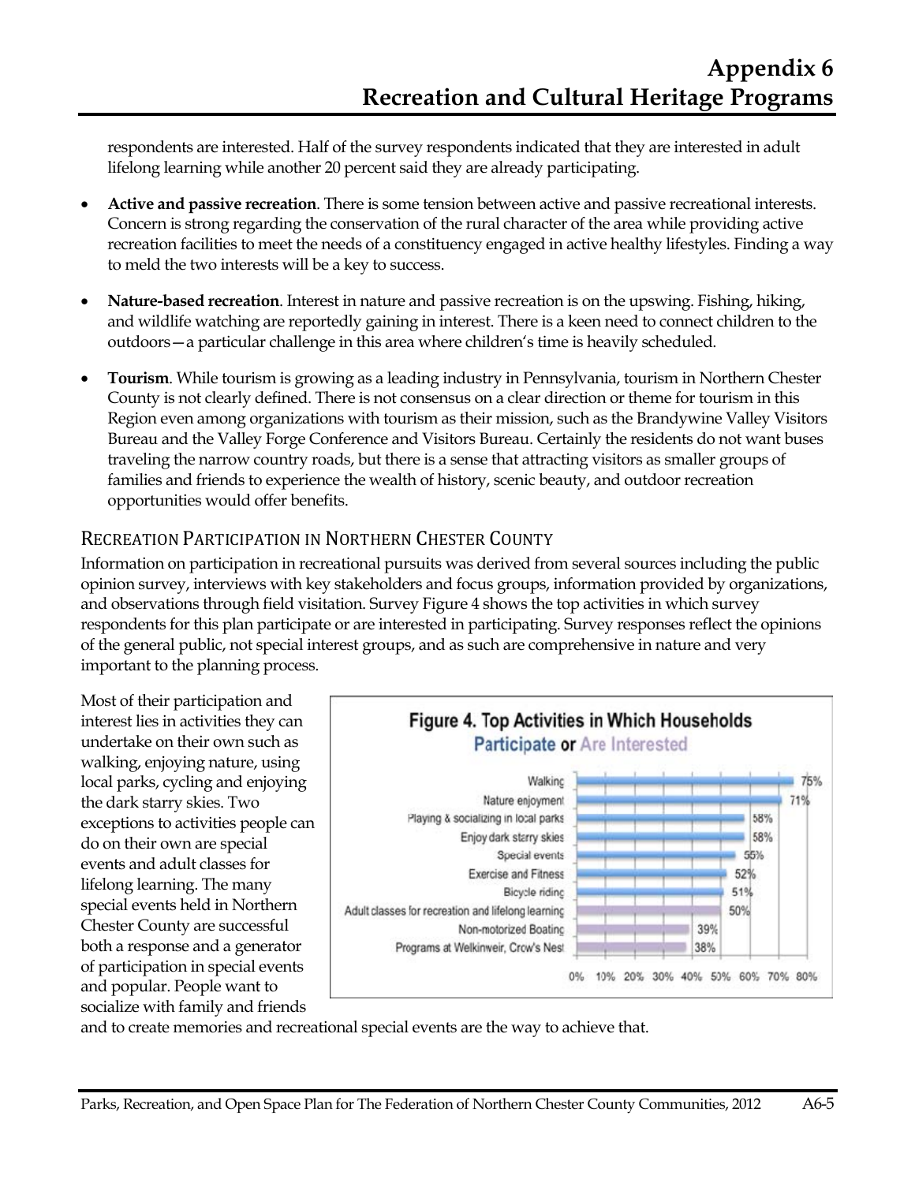respondents are interested. Half of the survey respondents indicated that they are interested in adult lifelong learning while another 20 percent said they are already participating.

- **Active and passive recreation**. There is some tension between active and passive recreational interests. Concern is strong regarding the conservation of the rural character of the area while providing active recreation facilities to meet the needs of a constituency engaged in active healthy lifestyles. Finding a way to meld the two interests will be a key to success.
- **Nature-based recreation**. Interest in nature and passive recreation is on the upswing. Fishing, hiking, and wildlife watching are reportedly gaining in interest. There is a keen need to connect children to the outdoors—a particular challenge in this area where children's time is heavily scheduled.
- **Tourism**. While tourism is growing as a leading industry in Pennsylvania, tourism in Northern Chester County is not clearly defined. There is not consensus on a clear direction or theme for tourism in this Region even among organizations with tourism as their mission, such as the Brandywine Valley Visitors Bureau and the Valley Forge Conference and Visitors Bureau. Certainly the residents do not want buses traveling the narrow country roads, but there is a sense that attracting visitors as smaller groups of families and friends to experience the wealth of history, scenic beauty, and outdoor recreation opportunities would offer benefits.

## RECREATION PARTICIPATION IN NORTHERN CHESTER COUNTY

Information on participation in recreational pursuits was derived from several sources including the public opinion survey, interviews with key stakeholders and focus groups, information provided by organizations, and observations through field visitation. Survey Figure 4 shows the top activities in which survey respondents for this plan participate or are interested in participating. Survey responses reflect the opinions of the general public, not special interest groups, and as such are comprehensive in nature and very important to the planning process.

Most of their participation and interest lies in activities they can undertake on their own such as walking, enjoying nature, using local parks, cycling and enjoying the dark starry skies. Two exceptions to activities people can do on their own are special events and adult classes for lifelong learning. The many special events held in Northern Chester County are successful both a response and a generator of participation in special events and popular. People want to socialize with family and friends and to create memories and recreational special events are the way to achieve that.

Figure 4. Top Activities in Which Households Participate or Are Interested

Walking 75%
Nature enjoyment 71%
Playing & socializing in local parks 58%
Enjoy dark starry skies 58%
Special events 55%
Exercise and Fitness 52%
Bicycle riding 51%
Adult classes for recreation and lifelong learning 50%
Non-motorized Boating 39%
Programs at Welkinweir, Crow's Nest 38%

0% 10% 20% 30% 40% 50% 60% 70% 80%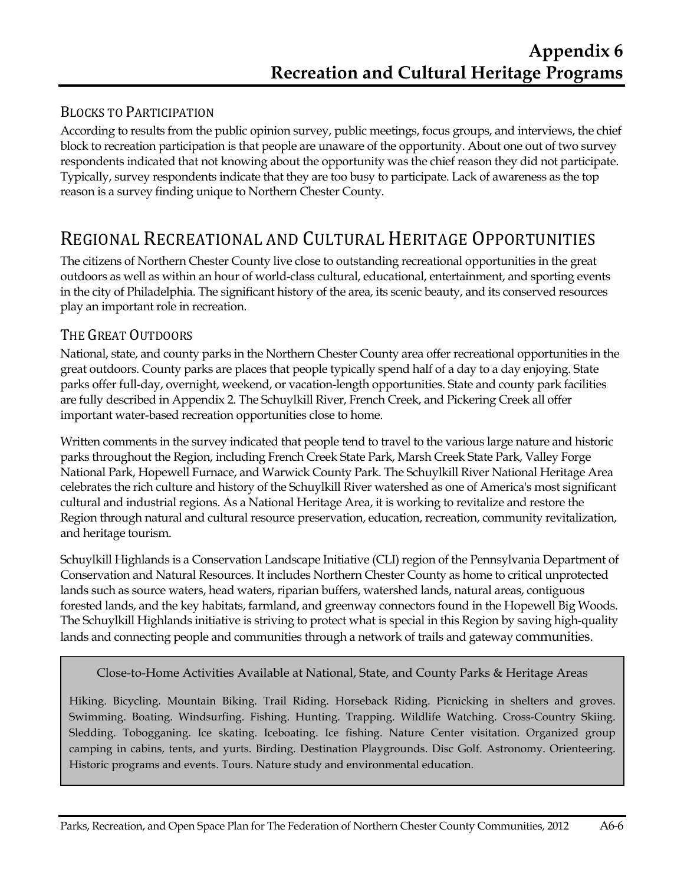### Blocks to Participation

According to results from the public opinion survey, public meetings, focus groups, and interviews, the chief block to recreation participation is that people are unaware of the opportunity. About one out of two survey respondents indicated that not knowing about the opportunity was the chief reason they did not participate. Typically, survey respondents indicate that they are too busy to participate. Lack of awareness as the top reason is a survey finding unique to Northern Chester County.

## Regional Recreational and Cultural Heritage Opportunities

The citizens of Northern Chester County live close to outstanding recreational opportunities in the great outdoors as well as within an hour of world-class cultural, educational, entertainment, and sporting events in the city of Philadelphia. The significant history of the area, its scenic beauty, and its conserved resources play an important role in recreation.

### The Great Outdoors

National, state, and county parks in the Northern Chester County area offer recreational opportunities in the great outdoors. County parks are places that people typically spend half of a day to a day enjoying. State parks offer full-day, overnight, weekend, or vacation-length opportunities. State and county park facilities are fully described in Appendix 2. The Schuylkill River, French Creek, and Pickering Creek all offer important water-based recreation opportunities close to home.

Written comments in the survey indicated that people tend to travel to the various large nature and historic parks throughout the Region, including French Creek State Park, Marsh Creek State Park, Valley Forge National Park, Hopewell Furnace, and Warwick County Park. The Schuylkill River National Heritage Area celebrates the rich culture and history of the Schuylkill River watershed as one of America's most significant cultural and industrial regions. As a National Heritage Area, it is working to revitalize and restore the Region through natural and cultural resource preservation, education, recreation, community revitalization, and heritage tourism.

Schuylkill Highlands is a Conservation Landscape Initiative (CLI) region of the Pennsylvania Department of Conservation and Natural Resources. It includes Northern Chester County as home to critical unprotected lands such as source waters, head waters, riparian buffers, watershed lands, natural areas, contiguous forested lands, and the key habitats, farmland, and greenway connectors found in the Hopewell Big Woods. The Schuylkill Highlands initiative is striving to protect what is special in this Region by saving high-quality lands and connecting people and communities through a network of trails and gateway communities.

Close-to-Home Activities Available at National, State, and County Parks & Heritage Areas

Hiking. Bicycling. Mountain Biking. Trail Riding. Horseback Riding. Picnicking in shelters and groves. Swimming. Boating. Windsurfing. Fishing. Hunting. Trapping. Wildlife Watching. Cross-Country Skiing. Sledding. Tobogganing. Ice skating. Iceboating. Ice fishing. Nature Center visitation. Organized group camping in cabins, tents, and yurts. Birding. Destination Playgrounds. Disc Golf. Astronomy. Orienteering. Historic programs and events. Tours. Nature study and environmental education.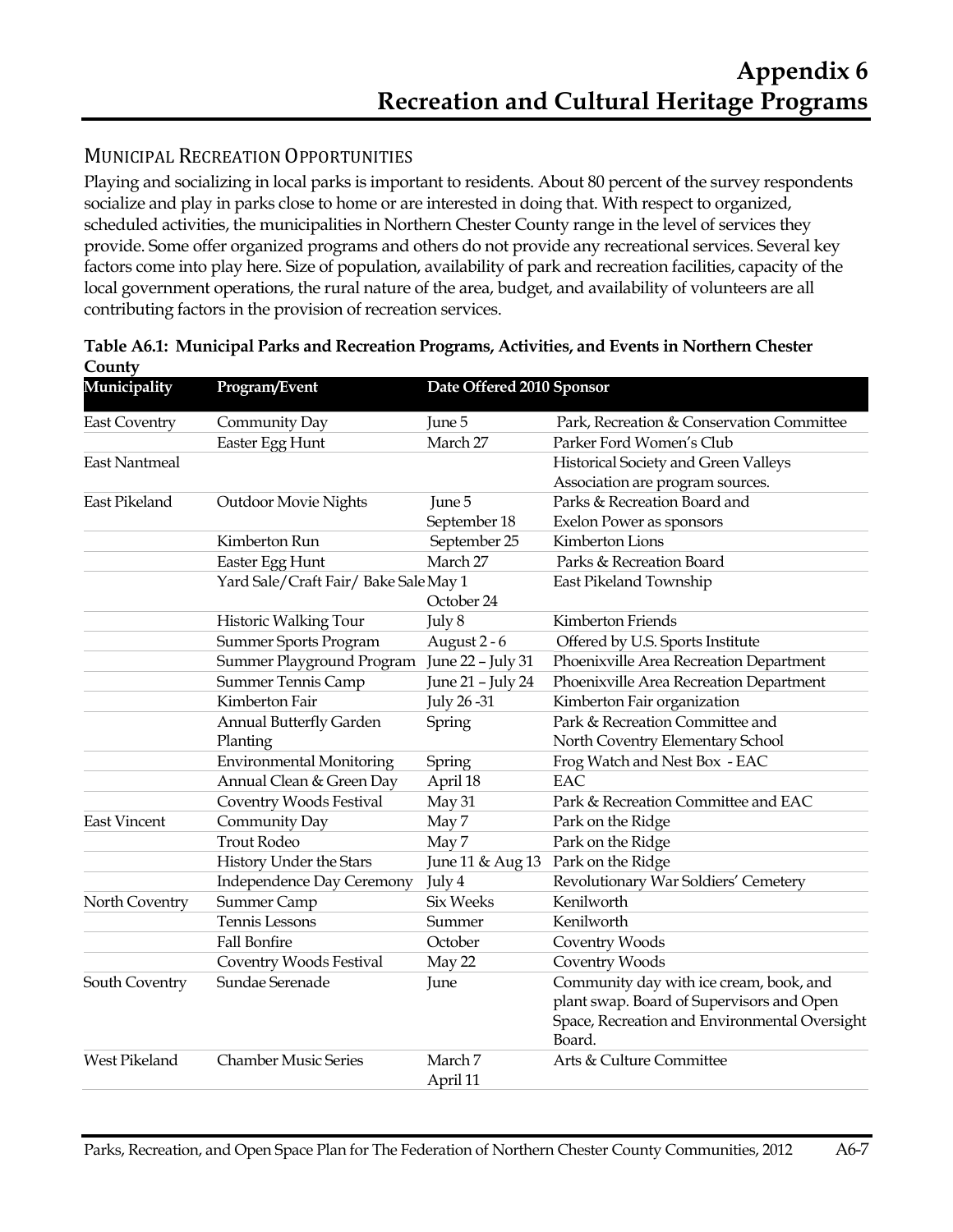# Appendix 6
# Recreation and Cultural Heritage Programs

## Municipal Recreation Opportunities

Playing and socializing in local parks is important to residents. About 80 percent of the survey respondents socialize and play in parks close to home or are interested in doing that. With respect to organized, scheduled activities, the municipalities in Northern Chester County range in the level of services they provide. Some offer organized programs and others do not provide any recreational services. Several key factors come into play here. Size of population, availability of park and recreation facilities, capacity of the local government operations, the rural nature of the area, budget, and availability of volunteers are all contributing factors in the provision of recreation services.

**Table A6.1: Municipal Parks and Recreation Programs, Activities, and Events in Northern Chester County**

| Municipality | Program/Event | Date Offered 2010 | Sponsor |
|---|---|---|---|
| East Coventry | Community Day | June 5 | Park, Recreation & Conservation Committee |
| | Easter Egg Hunt | March 27 | Parker Ford Women's Club |
| East Nantmeal | | | Historical Society and Green Valleys Association are program sources. |
| East Pikeland | Outdoor Movie Nights | June 5<br>September 18 | Parks & Recreation Board and Exelon Power as sponsors |
| | Kimberton Run | September 25 | Kimberton Lions |
| | Easter Egg Hunt | March 27 | Parks & Recreation Board |
| | Yard Sale/Craft Fair/ Bake Sale | May 1<br>October 24 | East Pikeland Township |
| | Historic Walking Tour | July 8 | Kimberton Friends |
| | Summer Sports Program | August 2 - 6 | Offered by U.S. Sports Institute |
| | Summer Playground Program | June 22 – July 31 | Phoenixville Area Recreation Department |
| | Summer Tennis Camp | June 21 – July 24 | Phoenixville Area Recreation Department |
| | Kimberton Fair | July 26 -31 | Kimberton Fair organization |
| | Annual Butterfly Garden Planting | Spring | Park & Recreation Committee and North Coventry Elementary School |
| | Environmental Monitoring | Spring | Frog Watch and Nest Box - EAC |
| | Annual Clean & Green Day | April 18 | EAC |
| | Coventry Woods Festival | May 31 | Park & Recreation Committee and EAC |
| East Vincent | Community Day | May 7 | Park on the Ridge |
| | Trout Rodeo | May 7 | Park on the Ridge |
| | History Under the Stars | June 11 & Aug 13 | Park on the Ridge |
| | Independence Day Ceremony | July 4 | Revolutionary War Soldiers' Cemetery |
| North Coventry | Summer Camp | Six Weeks | Kenilworth |
| | Tennis Lessons | Summer | Kenilworth |
| | Fall Bonfire | October | Coventry Woods |
| | Coventry Woods Festival | May 22 | Coventry Woods |
| South Coventry | Sundae Serenade | June | Community day with ice cream, book, and plant swap. Board of Supervisors and Open Space, Recreation and Environmental Oversight Board. |
| West Pikeland | Chamber Music Series | March 7<br>April 11 | Arts & Culture Committee |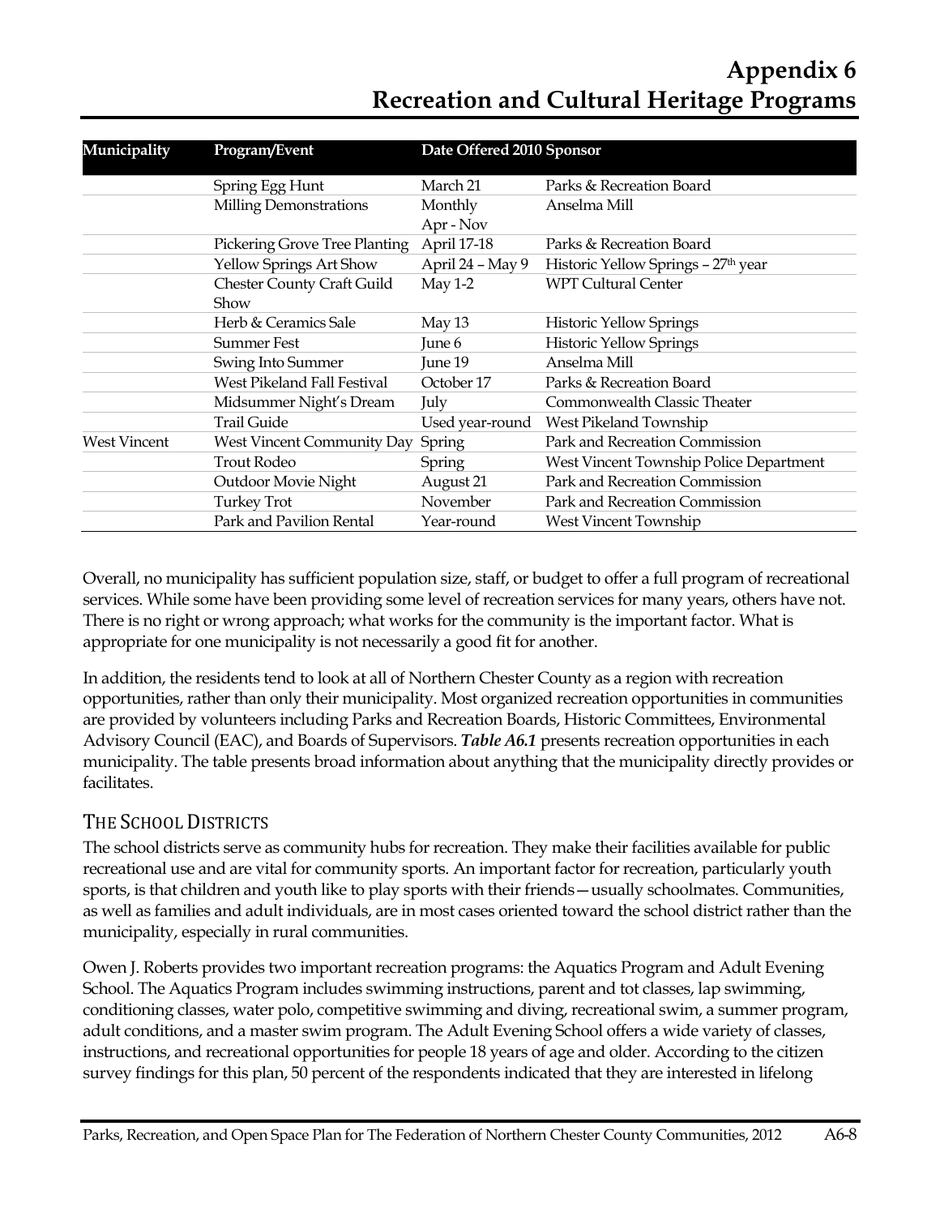# Appendix 6
# Recreation and Cultural Heritage Programs

| Municipality | Program/Event | Date Offered 2010 | Sponsor |
|---|---|---|---|
| | Spring Egg Hunt | March 21 | Parks & Recreation Board |
| | Milling Demonstrations | Monthly Apr - Nov | Anselma Mill |
| | Pickering Grove Tree Planting | April 17-18 | Parks & Recreation Board |
| | Yellow Springs Art Show | April 24 – May 9 | Historic Yellow Springs – 27th year |
| | Chester County Craft Guild Show | May 1-2 | WPT Cultural Center |
| | Herb & Ceramics Sale | May 13 | Historic Yellow Springs |
| | Summer Fest | June 6 | Historic Yellow Springs |
| | Swing Into Summer | June 19 | Anselma Mill |
| | West Pikeland Fall Festival | October 17 | Parks & Recreation Board |
| | Midsummer Night's Dream | July | Commonwealth Classic Theater |
| | Trail Guide | Used year-round | West Pikeland Township |
| West Vincent | West Vincent Community Day | Spring | Park and Recreation Commission |
| | Trout Rodeo | Spring | West Vincent Township Police Department |
| | Outdoor Movie Night | August 21 | Park and Recreation Commission |
| | Turkey Trot | November | Park and Recreation Commission |
| | Park and Pavilion Rental | Year-round | West Vincent Township |

Overall, no municipality has sufficient population size, staff, or budget to offer a full program of recreational services. While some have been providing some level of recreation services for many years, others have not. There is no right or wrong approach; what works for the community is the important factor. What is appropriate for one municipality is not necessarily a good fit for another.

In addition, the residents tend to look at all of Northern Chester County as a region with recreation opportunities, rather than only their municipality. Most organized recreation opportunities in communities are provided by volunteers including Parks and Recreation Boards, Historic Committees, Environmental Advisory Council (EAC), and Boards of Supervisors. ***Table A6.1*** presents recreation opportunities in each municipality. The table presents broad information about anything that the municipality directly provides or facilitates.

## THE SCHOOL DISTRICTS

The school districts serve as community hubs for recreation. They make their facilities available for public recreational use and are vital for community sports. An important factor for recreation, particularly youth sports, is that children and youth like to play sports with their friends—usually schoolmates. Communities, as well as families and adult individuals, are in most cases oriented toward the school district rather than the municipality, especially in rural communities.

Owen J. Roberts provides two important recreation programs: the Aquatics Program and Adult Evening School. The Aquatics Program includes swimming instructions, parent and tot classes, lap swimming, conditioning classes, water polo, competitive swimming and diving, recreational swim, a summer program, adult conditions, and a master swim program. The Adult Evening School offers a wide variety of classes, instructions, and recreational opportunities for people 18 years of age and older. According to the citizen survey findings for this plan, 50 percent of the respondents indicated that they are interested in lifelong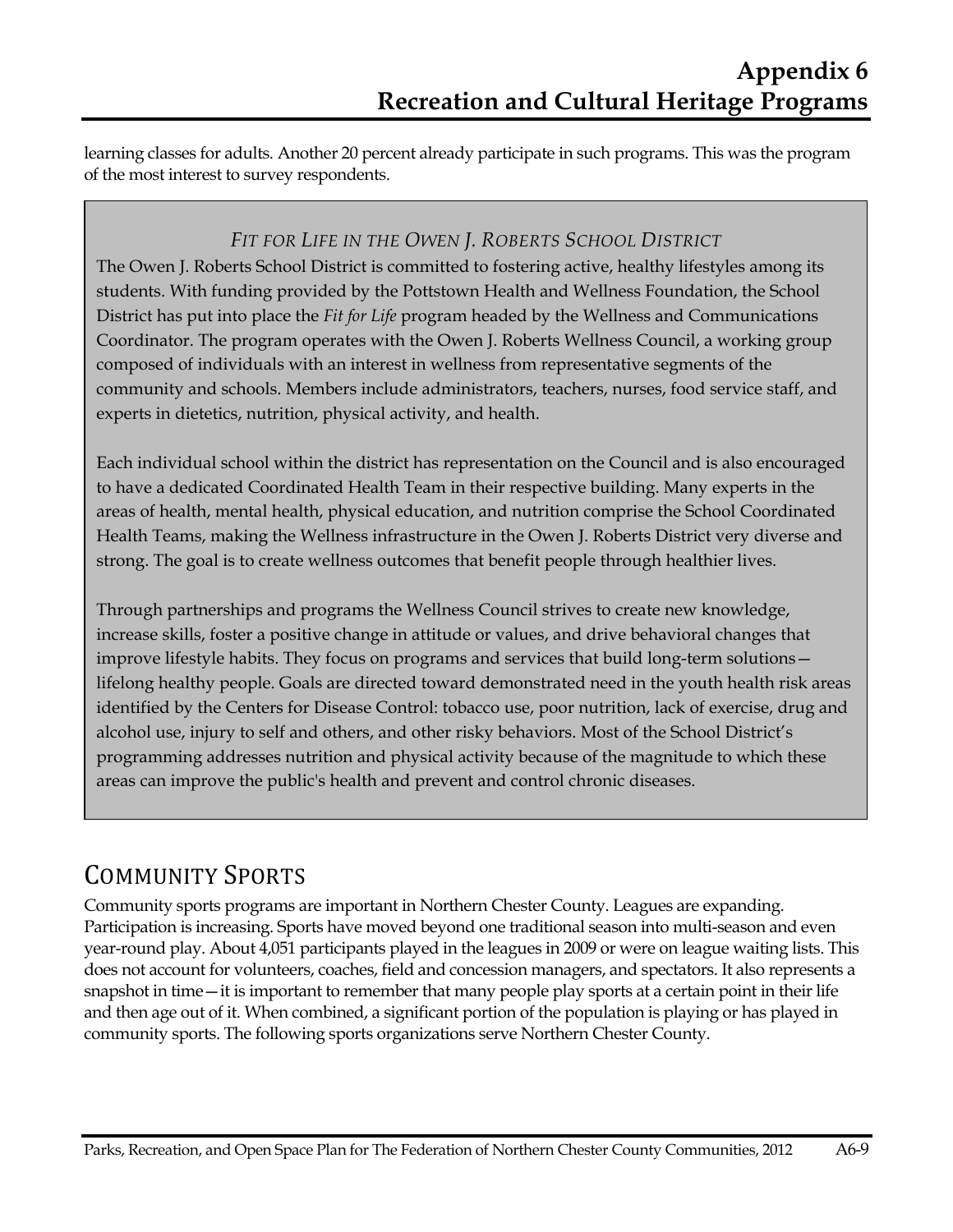learning classes for adults. Another 20 percent already participate in such programs. This was the program of the most interest to survey respondents.

### *Fit for Life in the Owen J. Roberts School District*

The Owen J. Roberts School District is committed to fostering active, healthy lifestyles among its students. With funding provided by the Pottstown Health and Wellness Foundation, the School District has put into place the *Fit for Life* program headed by the Wellness and Communications Coordinator. The program operates with the Owen J. Roberts Wellness Council, a working group composed of individuals with an interest in wellness from representative segments of the community and schools. Members include administrators, teachers, nurses, food service staff, and experts in dietetics, nutrition, physical activity, and health.

Each individual school within the district has representation on the Council and is also encouraged to have a dedicated Coordinated Health Team in their respective building. Many experts in the areas of health, mental health, physical education, and nutrition comprise the School Coordinated Health Teams, making the Wellness infrastructure in the Owen J. Roberts District very diverse and strong. The goal is to create wellness outcomes that benefit people through healthier lives.

Through partnerships and programs the Wellness Council strives to create new knowledge, increase skills, foster a positive change in attitude or values, and drive behavioral changes that improve lifestyle habits. They focus on programs and services that build long-term solutions—lifelong healthy people. Goals are directed toward demonstrated need in the youth health risk areas identified by the Centers for Disease Control: tobacco use, poor nutrition, lack of exercise, drug and alcohol use, injury to self and others, and other risky behaviors. Most of the School District's programming addresses nutrition and physical activity because of the magnitude to which these areas can improve the public's health and prevent and control chronic diseases.

## Community Sports

Community sports programs are important in Northern Chester County. Leagues are expanding. Participation is increasing. Sports have moved beyond one traditional season into multi-season and even year-round play. About 4,051 participants played in the leagues in 2009 or were on league waiting lists. This does not account for volunteers, coaches, field and concession managers, and spectators. It also represents a snapshot in time—it is important to remember that many people play sports at a certain point in their life and then age out of it. When combined, a significant portion of the population is playing or has played in community sports. The following sports organizations serve Northern Chester County.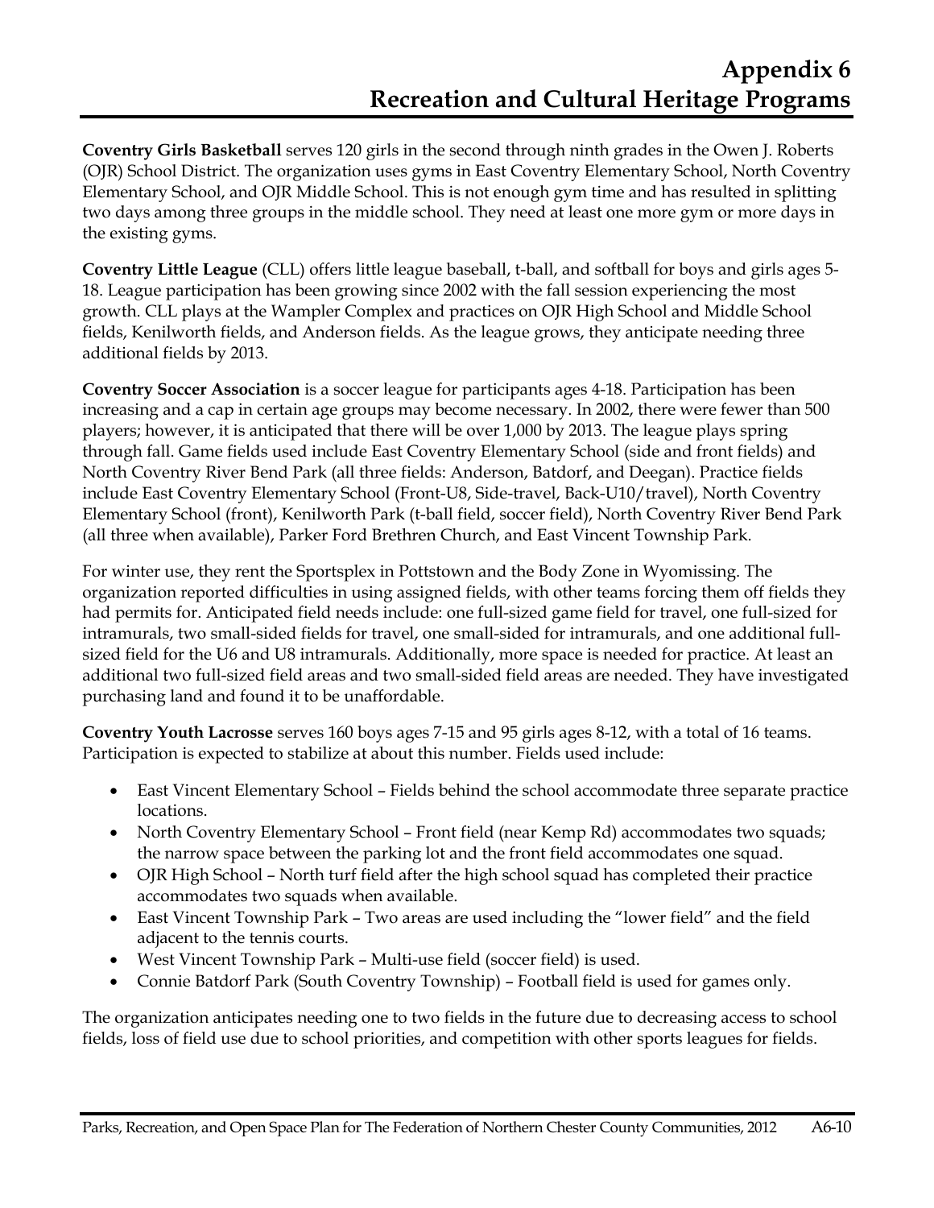# Appendix 6
# Recreation and Cultural Heritage Programs

**Coventry Girls Basketball** serves 120 girls in the second through ninth grades in the Owen J. Roberts (OJR) School District. The organization uses gyms in East Coventry Elementary School, North Coventry Elementary School, and OJR Middle School. This is not enough gym time and has resulted in splitting two days among three groups in the middle school. They need at least one more gym or more days in the existing gyms.

**Coventry Little League** (CLL) offers little league baseball, t-ball, and softball for boys and girls ages 5-18. League participation has been growing since 2002 with the fall session experiencing the most growth. CLL plays at the Wampler Complex and practices on OJR High School and Middle School fields, Kenilworth fields, and Anderson fields. As the league grows, they anticipate needing three additional fields by 2013.

**Coventry Soccer Association** is a soccer league for participants ages 4-18. Participation has been increasing and a cap in certain age groups may become necessary. In 2002, there were fewer than 500 players; however, it is anticipated that there will be over 1,000 by 2013. The league plays spring through fall. Game fields used include East Coventry Elementary School (side and front fields) and North Coventry River Bend Park (all three fields: Anderson, Batdorf, and Deegan). Practice fields include East Coventry Elementary School (Front-U8, Side-travel, Back-U10/travel), North Coventry Elementary School (front), Kenilworth Park (t-ball field, soccer field), North Coventry River Bend Park (all three when available), Parker Ford Brethren Church, and East Vincent Township Park.

For winter use, they rent the Sportsplex in Pottstown and the Body Zone in Wyomissing. The organization reported difficulties in using assigned fields, with other teams forcing them off fields they had permits for. Anticipated field needs include: one full-sized game field for travel, one full-sized for intramurals, two small-sided fields for travel, one small-sided for intramurals, and one additional full-sized field for the U6 and U8 intramurals. Additionally, more space is needed for practice. At least an additional two full-sized field areas and two small-sided field areas are needed. They have investigated purchasing land and found it to be unaffordable.

**Coventry Youth Lacrosse** serves 160 boys ages 7-15 and 95 girls ages 8-12, with a total of 16 teams. Participation is expected to stabilize at about this number. Fields used include:

- East Vincent Elementary School – Fields behind the school accommodate three separate practice locations.
- North Coventry Elementary School – Front field (near Kemp Rd) accommodates two squads; the narrow space between the parking lot and the front field accommodates one squad.
- OJR High School – North turf field after the high school squad has completed their practice accommodates two squads when available.
- East Vincent Township Park – Two areas are used including the "lower field" and the field adjacent to the tennis courts.
- West Vincent Township Park – Multi-use field (soccer field) is used.
- Connie Batdorf Park (South Coventry Township) – Football field is used for games only.

The organization anticipates needing one to two fields in the future due to decreasing access to school fields, loss of field use due to school priorities, and competition with other sports leagues for fields.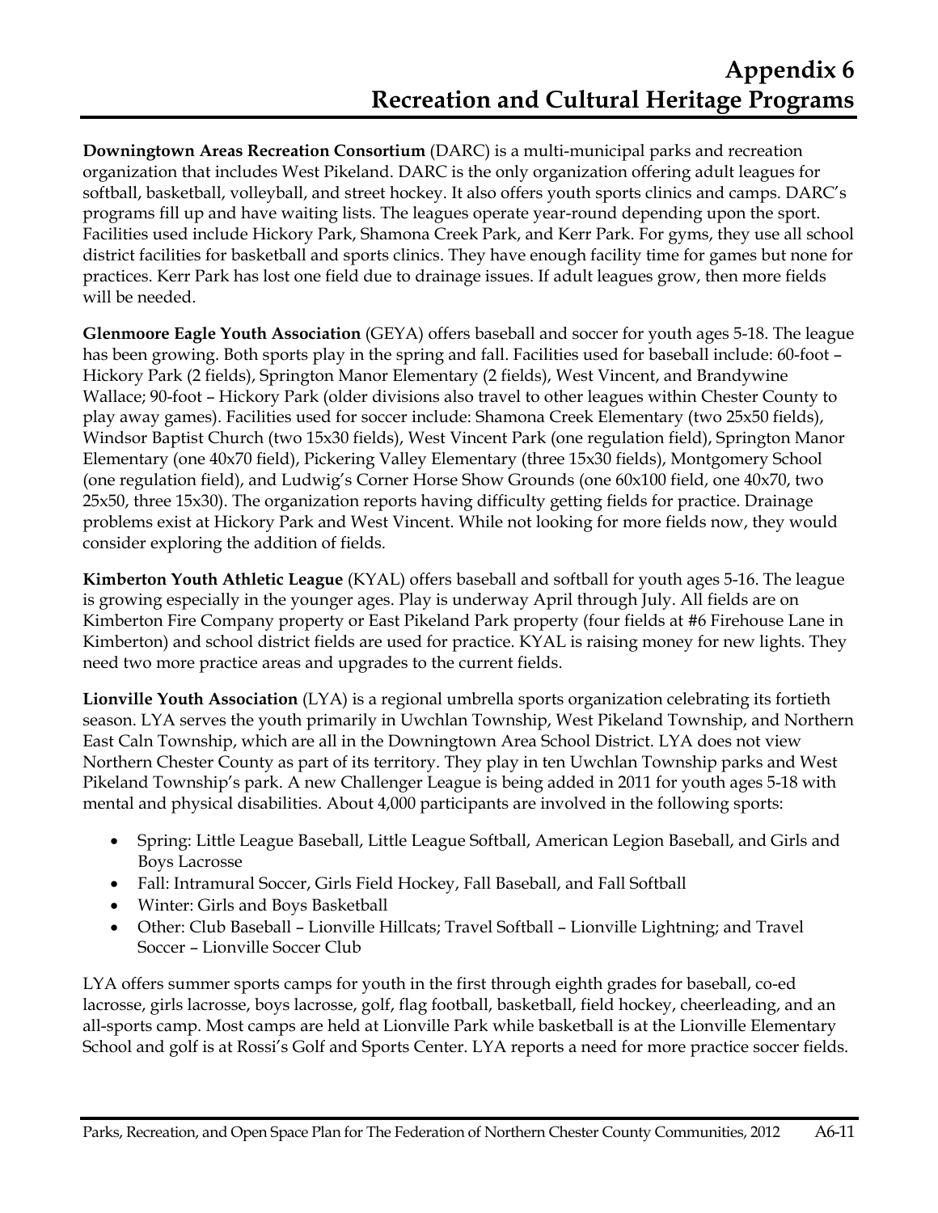# Appendix 6
# Recreation and Cultural Heritage Programs

**Downingtown Areas Recreation Consortium** (DARC) is a multi-municipal parks and recreation organization that includes West Pikeland. DARC is the only organization offering adult leagues for softball, basketball, volleyball, and street hockey. It also offers youth sports clinics and camps. DARC's programs fill up and have waiting lists. The leagues operate year-round depending upon the sport. Facilities used include Hickory Park, Shamona Creek Park, and Kerr Park. For gyms, they use all school district facilities for basketball and sports clinics. They have enough facility time for games but none for practices. Kerr Park has lost one field due to drainage issues. If adult leagues grow, then more fields will be needed.

**Glenmoore Eagle Youth Association** (GEYA) offers baseball and soccer for youth ages 5-18. The league has been growing. Both sports play in the spring and fall. Facilities used for baseball include: 60-foot – Hickory Park (2 fields), Springton Manor Elementary (2 fields), West Vincent, and Brandywine Wallace; 90-foot – Hickory Park (older divisions also travel to other leagues within Chester County to play away games). Facilities used for soccer include: Shamona Creek Elementary (two 25x50 fields), Windsor Baptist Church (two 15x30 fields), West Vincent Park (one regulation field), Springton Manor Elementary (one 40x70 field), Pickering Valley Elementary (three 15x30 fields), Montgomery School (one regulation field), and Ludwig's Corner Horse Show Grounds (one 60x100 field, one 40x70, two 25x50, three 15x30). The organization reports having difficulty getting fields for practice. Drainage problems exist at Hickory Park and West Vincent. While not looking for more fields now, they would consider exploring the addition of fields.

**Kimberton Youth Athletic League** (KYAL) offers baseball and softball for youth ages 5-16. The league is growing especially in the younger ages. Play is underway April through July. All fields are on Kimberton Fire Company property or East Pikeland Park property (four fields at #6 Firehouse Lane in Kimberton) and school district fields are used for practice. KYAL is raising money for new lights. They need two more practice areas and upgrades to the current fields.

**Lionville Youth Association** (LYA) is a regional umbrella sports organization celebrating its fortieth season. LYA serves the youth primarily in Uwchlan Township, West Pikeland Township, and Northern East Caln Township, which are all in the Downingtown Area School District. LYA does not view Northern Chester County as part of its territory. They play in ten Uwchlan Township parks and West Pikeland Township's park. A new Challenger League is being added in 2011 for youth ages 5-18 with mental and physical disabilities. About 4,000 participants are involved in the following sports:

- Spring: Little League Baseball, Little League Softball, American Legion Baseball, and Girls and Boys Lacrosse
- Fall: Intramural Soccer, Girls Field Hockey, Fall Baseball, and Fall Softball
- Winter: Girls and Boys Basketball
- Other: Club Baseball – Lionville Hillcats; Travel Softball – Lionville Lightning; and Travel Soccer – Lionville Soccer Club

LYA offers summer sports camps for youth in the first through eighth grades for baseball, co-ed lacrosse, girls lacrosse, boys lacrosse, golf, flag football, basketball, field hockey, cheerleading, and an all-sports camp. Most camps are held at Lionville Park while basketball is at the Lionville Elementary School and golf is at Rossi's Golf and Sports Center. LYA reports a need for more practice soccer fields.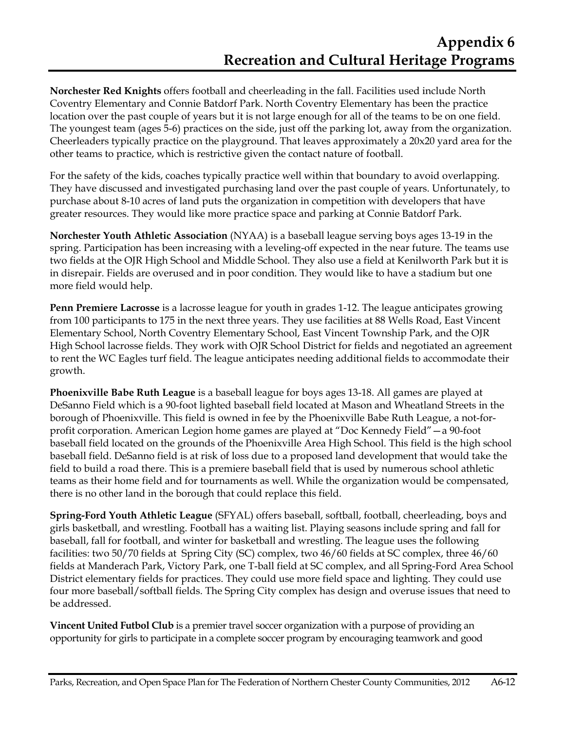**Norchester Red Knights** offers football and cheerleading in the fall. Facilities used include North Coventry Elementary and Connie Batdorf Park. North Coventry Elementary has been the practice location over the past couple of years but it is not large enough for all of the teams to be on one field. The youngest team (ages 5-6) practices on the side, just off the parking lot, away from the organization. Cheerleaders typically practice on the playground. That leaves approximately a 20x20 yard area for the other teams to practice, which is restrictive given the contact nature of football.

For the safety of the kids, coaches typically practice well within that boundary to avoid overlapping. They have discussed and investigated purchasing land over the past couple of years. Unfortunately, to purchase about 8-10 acres of land puts the organization in competition with developers that have greater resources. They would like more practice space and parking at Connie Batdorf Park.

**Norchester Youth Athletic Association** (NYAA) is a baseball league serving boys ages 13-19 in the spring. Participation has been increasing with a leveling-off expected in the near future. The teams use two fields at the OJR High School and Middle School. They also use a field at Kenilworth Park but it is in disrepair. Fields are overused and in poor condition. They would like to have a stadium but one more field would help.

**Penn Premiere Lacrosse** is a lacrosse league for youth in grades 1-12. The league anticipates growing from 100 participants to 175 in the next three years. They use facilities at 88 Wells Road, East Vincent Elementary School, North Coventry Elementary School, East Vincent Township Park, and the OJR High School lacrosse fields. They work with OJR School District for fields and negotiated an agreement to rent the WC Eagles turf field. The league anticipates needing additional fields to accommodate their growth.

**Phoenixville Babe Ruth League** is a baseball league for boys ages 13-18. All games are played at DeSanno Field which is a 90-foot lighted baseball field located at Mason and Wheatland Streets in the borough of Phoenixville. This field is owned in fee by the Phoenixville Babe Ruth League, a not-for-profit corporation. American Legion home games are played at "Doc Kennedy Field"—a 90-foot baseball field located on the grounds of the Phoenixville Area High School. This field is the high school baseball field. DeSanno field is at risk of loss due to a proposed land development that would take the field to build a road there. This is a premiere baseball field that is used by numerous school athletic teams as their home field and for tournaments as well. While the organization would be compensated, there is no other land in the borough that could replace this field.

**Spring-Ford Youth Athletic League** (SFYAL) offers baseball, softball, football, cheerleading, boys and girls basketball, and wrestling. Football has a waiting list. Playing seasons include spring and fall for baseball, fall for football, and winter for basketball and wrestling. The league uses the following facilities: two 50/70 fields at Spring City (SC) complex, two 46/60 fields at SC complex, three 46/60 fields at Manderach Park, Victory Park, one T-ball field at SC complex, and all Spring-Ford Area School District elementary fields for practices. They could use more field space and lighting. They could use four more baseball/softball fields. The Spring City complex has design and overuse issues that need to be addressed.

**Vincent United Futbol Club** is a premier travel soccer organization with a purpose of providing an opportunity for girls to participate in a complete soccer program by encouraging teamwork and good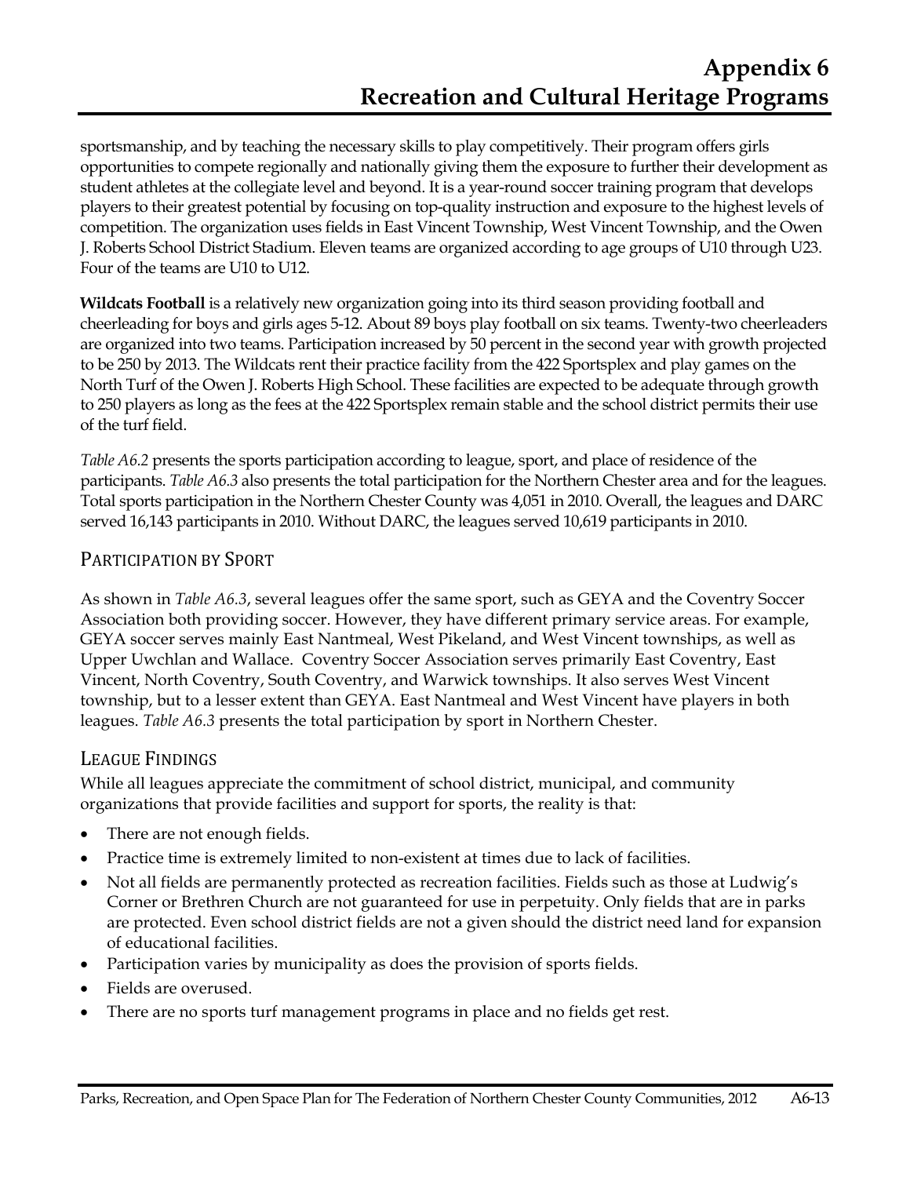sportsmanship, and by teaching the necessary skills to play competitively. Their program offers girls opportunities to compete regionally and nationally giving them the exposure to further their development as student athletes at the collegiate level and beyond. It is a year-round soccer training program that develops players to their greatest potential by focusing on top-quality instruction and exposure to the highest levels of competition. The organization uses fields in East Vincent Township, West Vincent Township, and the Owen J. Roberts School District Stadium. Eleven teams are organized according to age groups of U10 through U23. Four of the teams are U10 to U12.

**Wildcats Football** is a relatively new organization going into its third season providing football and cheerleading for boys and girls ages 5-12. About 89 boys play football on six teams. Twenty-two cheerleaders are organized into two teams. Participation increased by 50 percent in the second year with growth projected to be 250 by 2013. The Wildcats rent their practice facility from the 422 Sportsplex and play games on the North Turf of the Owen J. Roberts High School. These facilities are expected to be adequate through growth to 250 players as long as the fees at the 422 Sportsplex remain stable and the school district permits their use of the turf field.

*Table A6.2* presents the sports participation according to league, sport, and place of residence of the participants. *Table A6.3* also presents the total participation for the Northern Chester area and for the leagues. Total sports participation in the Northern Chester County was 4,051 in 2010. Overall, the leagues and DARC served 16,143 participants in 2010. Without DARC, the leagues served 10,619 participants in 2010.

## Participation by Sport

As shown in *Table A6.3*, several leagues offer the same sport, such as GEYA and the Coventry Soccer Association both providing soccer. However, they have different primary service areas. For example, GEYA soccer serves mainly East Nantmeal, West Pikeland, and West Vincent townships, as well as Upper Uwchlan and Wallace. Coventry Soccer Association serves primarily East Coventry, East Vincent, North Coventry, South Coventry, and Warwick townships. It also serves West Vincent township, but to a lesser extent than GEYA. East Nantmeal and West Vincent have players in both leagues. *Table A6.3* presents the total participation by sport in Northern Chester.

## League Findings

While all leagues appreciate the commitment of school district, municipal, and community organizations that provide facilities and support for sports, the reality is that:

- There are not enough fields.
- Practice time is extremely limited to non-existent at times due to lack of facilities.
- Not all fields are permanently protected as recreation facilities. Fields such as those at Ludwig's Corner or Brethren Church are not guaranteed for use in perpetuity. Only fields that are in parks are protected. Even school district fields are not a given should the district need land for expansion of educational facilities.
- Participation varies by municipality as does the provision of sports fields.
- Fields are overused.
- There are no sports turf management programs in place and no fields get rest.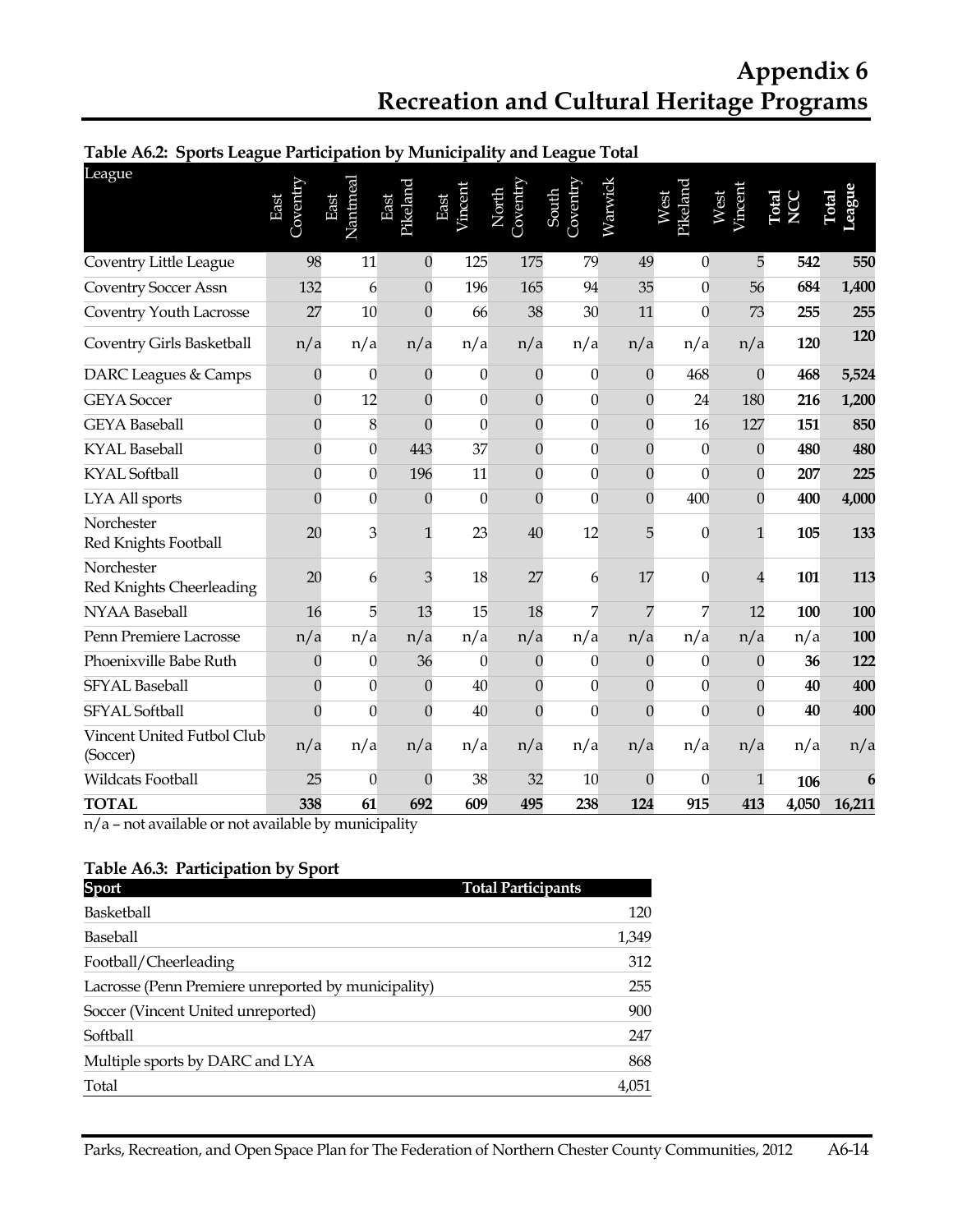# Appendix 6
# Recreation and Cultural Heritage Programs

**Table A6.2: Sports League Participation by Municipality and League Total**

| League | East Coventry | East Nantmeal | East Pikeland | East Vincent | North Coventry | South Coventry | Warwick | West Pikeland | West Vincent | Total NCC | Total League |
|---|---|---|---|---|---|---|---|---|---|---|---|
| Coventry Little League | 98 | 11 | 0 | 125 | 175 | 79 | 49 | 0 | 5 | **542** | **550** |
| Coventry Soccer Assn | 132 | 6 | 0 | 196 | 165 | 94 | 35 | 0 | 56 | **684** | **1,400** |
| Coventry Youth Lacrosse | 27 | 10 | 0 | 66 | 38 | 30 | 11 | 0 | 73 | **255** | **255** |
| Coventry Girls Basketball | n/a | n/a | n/a | n/a | n/a | n/a | n/a | n/a | n/a | **120** | **120** |
| DARC Leagues & Camps | 0 | 0 | 0 | 0 | 0 | 0 | 0 | 468 | 0 | **468** | **5,524** |
| GEYA Soccer | 0 | 12 | 0 | 0 | 0 | 0 | 0 | 24 | 180 | **216** | **1,200** |
| GEYA Baseball | 0 | 8 | 0 | 0 | 0 | 0 | 0 | 16 | 127 | **151** | **850** |
| KYAL Baseball | 0 | 0 | 443 | 37 | 0 | 0 | 0 | 0 | 0 | **480** | **480** |
| KYAL Softball | 0 | 0 | 196 | 11 | 0 | 0 | 0 | 0 | 0 | **207** | **225** |
| LYA All sports | 0 | 0 | 0 | 0 | 0 | 0 | 0 | 400 | 0 | **400** | **4,000** |
| Norchester Red Knights Football | 20 | 3 | 1 | 23 | 40 | 12 | 5 | 0 | 1 | **105** | **133** |
| Norchester Red Knights Cheerleading | 20 | 6 | 3 | 18 | 27 | 6 | 17 | 0 | 4 | **101** | **113** |
| NYAA Baseball | 16 | 5 | 13 | 15 | 18 | 7 | 7 | 7 | 12 | **100** | **100** |
| Penn Premiere Lacrosse | n/a | n/a | n/a | n/a | n/a | n/a | n/a | n/a | n/a | n/a | **100** |
| Phoenixville Babe Ruth | 0 | 0 | 36 | 0 | 0 | 0 | 0 | 0 | 0 | **36** | **122** |
| SFYAL Baseball | 0 | 0 | 0 | 40 | 0 | 0 | 0 | 0 | 0 | **40** | **400** |
| SFYAL Softball | 0 | 0 | 0 | 40 | 0 | 0 | 0 | 0 | 0 | **40** | **400** |
| Vincent United Futbol Club (Soccer) | n/a | n/a | n/a | n/a | n/a | n/a | n/a | n/a | n/a | n/a | n/a |
| Wildcats Football | 25 | 0 | 0 | 38 | 32 | 10 | 0 | 0 | 1 | **106** | **6** |
| **TOTAL** | **338** | **61** | **692** | **609** | **495** | **238** | **124** | **915** | **413** | **4,050** | **16,211** |

n/a – not available or not available by municipality

**Table A6.3: Participation by Sport**

| Sport | Total Participants |
|---|---|
| Basketball | 120 |
| Baseball | 1,349 |
| Football/Cheerleading | 312 |
| Lacrosse (Penn Premiere unreported by municipality) | 255 |
| Soccer (Vincent United unreported) | 900 |
| Softball | 247 |
| Multiple sports by DARC and LYA | 868 |
| Total | 4,051 |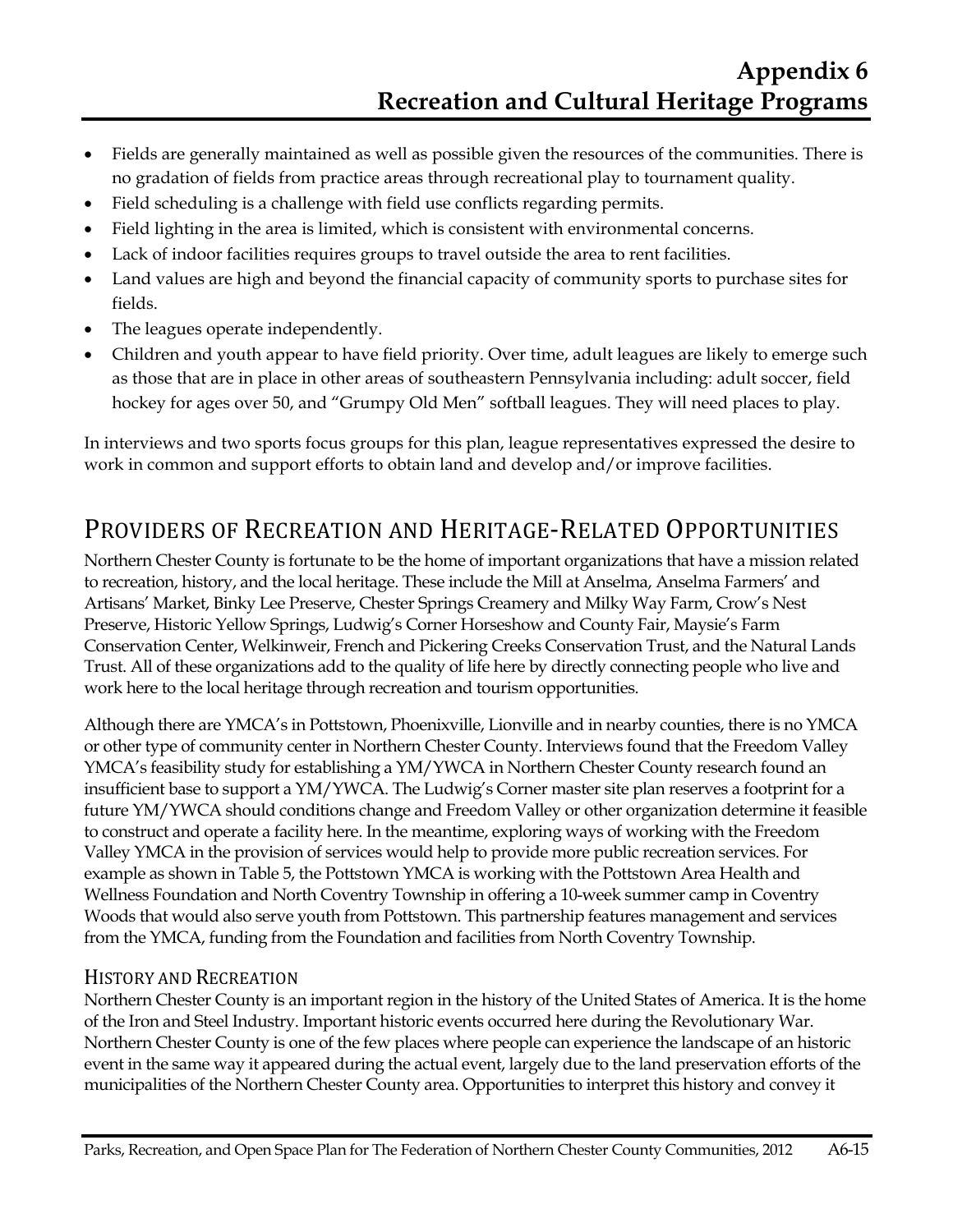- Fields are generally maintained as well as possible given the resources of the communities. There is no gradation of fields from practice areas through recreational play to tournament quality.
- Field scheduling is a challenge with field use conflicts regarding permits.
- Field lighting in the area is limited, which is consistent with environmental concerns.
- Lack of indoor facilities requires groups to travel outside the area to rent facilities.
- Land values are high and beyond the financial capacity of community sports to purchase sites for fields.
- The leagues operate independently.
- Children and youth appear to have field priority. Over time, adult leagues are likely to emerge such as those that are in place in other areas of southeastern Pennsylvania including: adult soccer, field hockey for ages over 50, and "Grumpy Old Men" softball leagues. They will need places to play.

In interviews and two sports focus groups for this plan, league representatives expressed the desire to work in common and support efforts to obtain land and develop and/or improve facilities.

## Providers of Recreation and Heritage-Related Opportunities

Northern Chester County is fortunate to be the home of important organizations that have a mission related to recreation, history, and the local heritage. These include the Mill at Anselma, Anselma Farmers' and Artisans' Market, Binky Lee Preserve, Chester Springs Creamery and Milky Way Farm, Crow's Nest Preserve, Historic Yellow Springs, Ludwig's Corner Horseshow and County Fair, Maysie's Farm Conservation Center, Welkinweir, French and Pickering Creeks Conservation Trust, and the Natural Lands Trust. All of these organizations add to the quality of life here by directly connecting people who live and work here to the local heritage through recreation and tourism opportunities.

Although there are YMCA's in Pottstown, Phoenixville, Lionville and in nearby counties, there is no YMCA or other type of community center in Northern Chester County. Interviews found that the Freedom Valley YMCA's feasibility study for establishing a YM/YWCA in Northern Chester County research found an insufficient base to support a YM/YWCA. The Ludwig's Corner master site plan reserves a footprint for a future YM/YWCA should conditions change and Freedom Valley or other organization determine it feasible to construct and operate a facility here. In the meantime, exploring ways of working with the Freedom Valley YMCA in the provision of services would help to provide more public recreation services. For example as shown in Table 5, the Pottstown YMCA is working with the Pottstown Area Health and Wellness Foundation and North Coventry Township in offering a 10-week summer camp in Coventry Woods that would also serve youth from Pottstown. This partnership features management and services from the YMCA, funding from the Foundation and facilities from North Coventry Township.

### History and Recreation

Northern Chester County is an important region in the history of the United States of America. It is the home of the Iron and Steel Industry. Important historic events occurred here during the Revolutionary War. Northern Chester County is one of the few places where people can experience the landscape of an historic event in the same way it appeared during the actual event, largely due to the land preservation efforts of the municipalities of the Northern Chester County area. Opportunities to interpret this history and convey it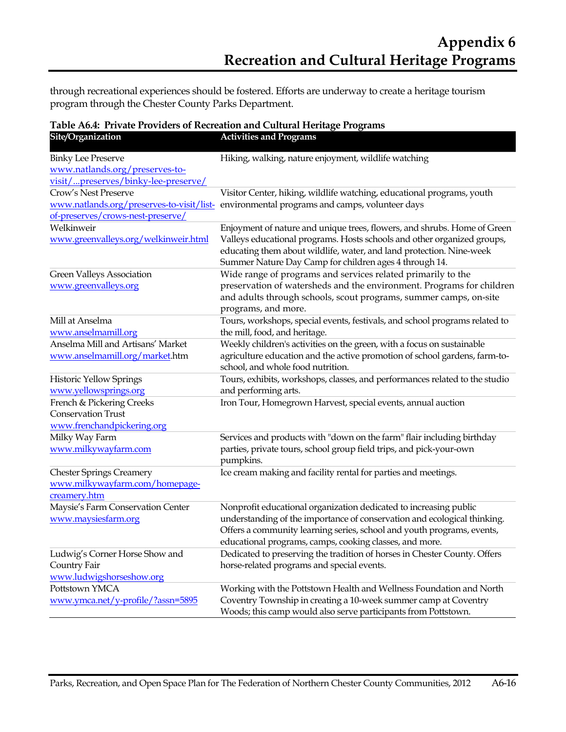through recreational experiences should be fostered. Efforts are underway to create a heritage tourism program through the Chester County Parks Department.

**Table A6.4: Private Providers of Recreation and Cultural Heritage Programs**

| Site/Organization | Activities and Programs |
|---|---|
| Binky Lee Preserve www.natlands.org/preserves-to-visit/...preserves/binky-lee-preserve/ | Hiking, walking, nature enjoyment, wildlife watching |
| Crow's Nest Preserve www.natlands.org/preserves-to-visit/list-of-preserves/crows-nest-preserve/ | Visitor Center, hiking, wildlife watching, educational programs, youth environmental programs and camps, volunteer days |
| Welkinweir www.greenvalleys.org/welkinweir.html | Enjoyment of nature and unique trees, flowers, and shrubs. Home of Green Valleys educational programs. Hosts schools and other organized groups, educating them about wildlife, water, and land protection. Nine-week Summer Nature Day Camp for children ages 4 through 14. |
| Green Valleys Association www.greenvalleys.org | Wide range of programs and services related primarily to the preservation of watersheds and the environment. Programs for children and adults through schools, scout programs, summer camps, on-site programs, and more. |
| Mill at Anselma www.anselmamill.org | Tours, workshops, special events, festivals, and school programs related to the mill, food, and heritage. |
| Anselma Mill and Artisans' Market www.anselmamill.org/market.htm | Weekly children's activities on the green, with a focus on sustainable agriculture education and the active promotion of school gardens, farm-to-school, and whole food nutrition. |
| Historic Yellow Springs www.yellowsprings.org | Tours, exhibits, workshops, classes, and performances related to the studio and performing arts. |
| French & Pickering Creeks Conservation Trust www.frenchandpickering.org | Iron Tour, Homegrown Harvest, special events, annual auction |
| Milky Way Farm www.milkywayfarm.com | Services and products with "down on the farm" flair including birthday parties, private tours, school group field trips, and pick-your-own pumpkins. |
| Chester Springs Creamery www.milkywayfarm.com/homepage-creamery.htm | Ice cream making and facility rental for parties and meetings. |
| Maysie's Farm Conservation Center www.maysiesfarm.org | Nonprofit educational organization dedicated to increasing public understanding of the importance of conservation and ecological thinking. Offers a community learning series, school and youth programs, events, educational programs, camps, cooking classes, and more. |
| Ludwig's Corner Horse Show and Country Fair www.ludwigshorseshow.org | Dedicated to preserving the tradition of horses in Chester County. Offers horse-related programs and special events. |
| Pottstown YMCA www.ymca.net/y-profile/?assn=5895 | Working with the Pottstown Health and Wellness Foundation and North Coventry Township in creating a 10-week summer camp at Coventry Woods; this camp would also serve participants from Pottstown. |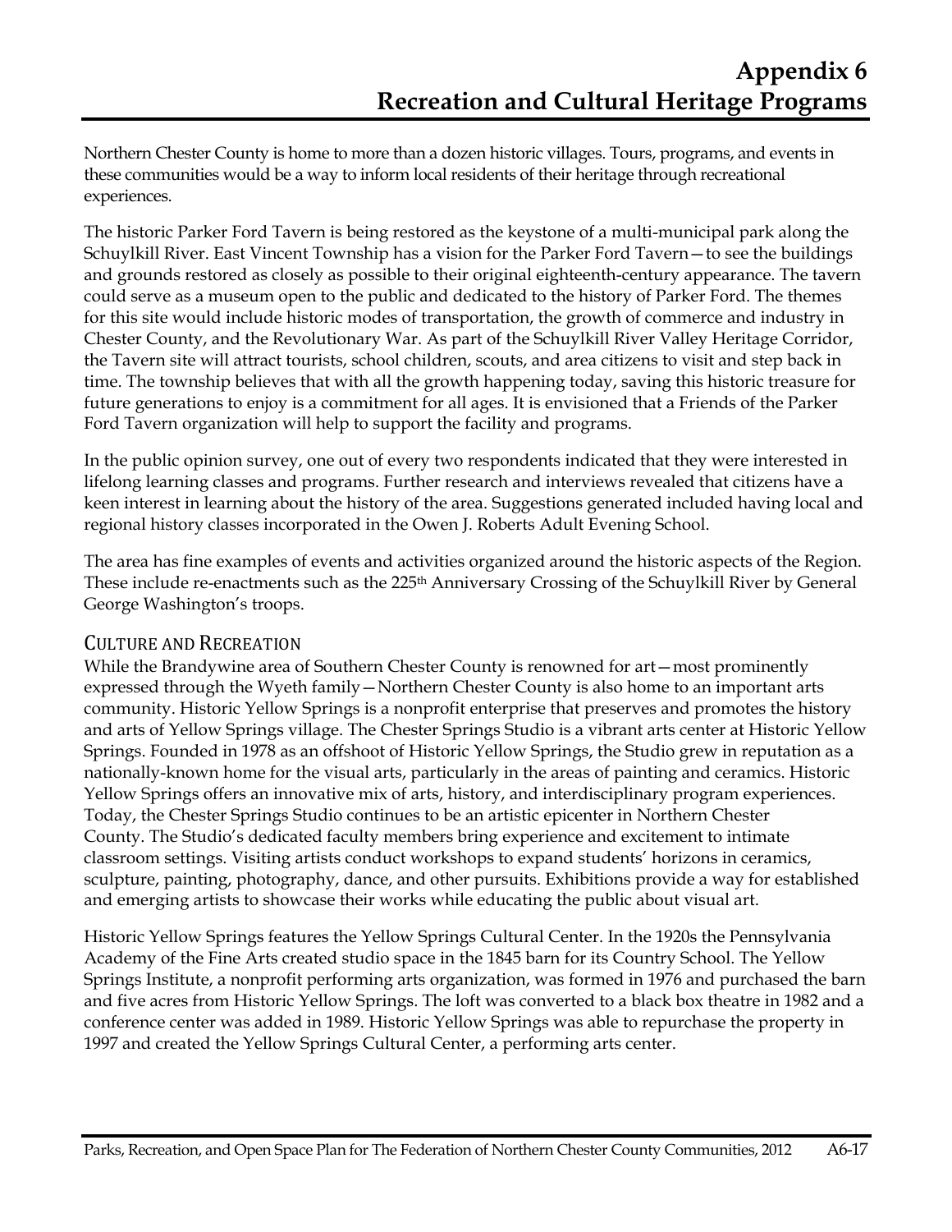# Appendix 6
# Recreation and Cultural Heritage Programs

Northern Chester County is home to more than a dozen historic villages. Tours, programs, and events in these communities would be a way to inform local residents of their heritage through recreational experiences.

The historic Parker Ford Tavern is being restored as the keystone of a multi-municipal park along the Schuylkill River. East Vincent Township has a vision for the Parker Ford Tavern—to see the buildings and grounds restored as closely as possible to their original eighteenth-century appearance. The tavern could serve as a museum open to the public and dedicated to the history of Parker Ford. The themes for this site would include historic modes of transportation, the growth of commerce and industry in Chester County, and the Revolutionary War. As part of the Schuylkill River Valley Heritage Corridor, the Tavern site will attract tourists, school children, scouts, and area citizens to visit and step back in time. The township believes that with all the growth happening today, saving this historic treasure for future generations to enjoy is a commitment for all ages. It is envisioned that a Friends of the Parker Ford Tavern organization will help to support the facility and programs.

In the public opinion survey, one out of every two respondents indicated that they were interested in lifelong learning classes and programs. Further research and interviews revealed that citizens have a keen interest in learning about the history of the area. Suggestions generated included having local and regional history classes incorporated in the Owen J. Roberts Adult Evening School.

The area has fine examples of events and activities organized around the historic aspects of the Region. These include re-enactments such as the 225th Anniversary Crossing of the Schuylkill River by General George Washington's troops.

## Culture and Recreation

While the Brandywine area of Southern Chester County is renowned for art—most prominently expressed through the Wyeth family—Northern Chester County is also home to an important arts community. Historic Yellow Springs is a nonprofit enterprise that preserves and promotes the history and arts of Yellow Springs village. The Chester Springs Studio is a vibrant arts center at Historic Yellow Springs. Founded in 1978 as an offshoot of Historic Yellow Springs, the Studio grew in reputation as a nationally-known home for the visual arts, particularly in the areas of painting and ceramics. Historic Yellow Springs offers an innovative mix of arts, history, and interdisciplinary program experiences. Today, the Chester Springs Studio continues to be an artistic epicenter in Northern Chester County. The Studio's dedicated faculty members bring experience and excitement to intimate classroom settings. Visiting artists conduct workshops to expand students' horizons in ceramics, sculpture, painting, photography, dance, and other pursuits. Exhibitions provide a way for established and emerging artists to showcase their works while educating the public about visual art.

Historic Yellow Springs features the Yellow Springs Cultural Center. In the 1920s the Pennsylvania Academy of the Fine Arts created studio space in the 1845 barn for its Country School. The Yellow Springs Institute, a nonprofit performing arts organization, was formed in 1976 and purchased the barn and five acres from Historic Yellow Springs. The loft was converted to a black box theatre in 1982 and a conference center was added in 1989. Historic Yellow Springs was able to repurchase the property in 1997 and created the Yellow Springs Cultural Center, a performing arts center.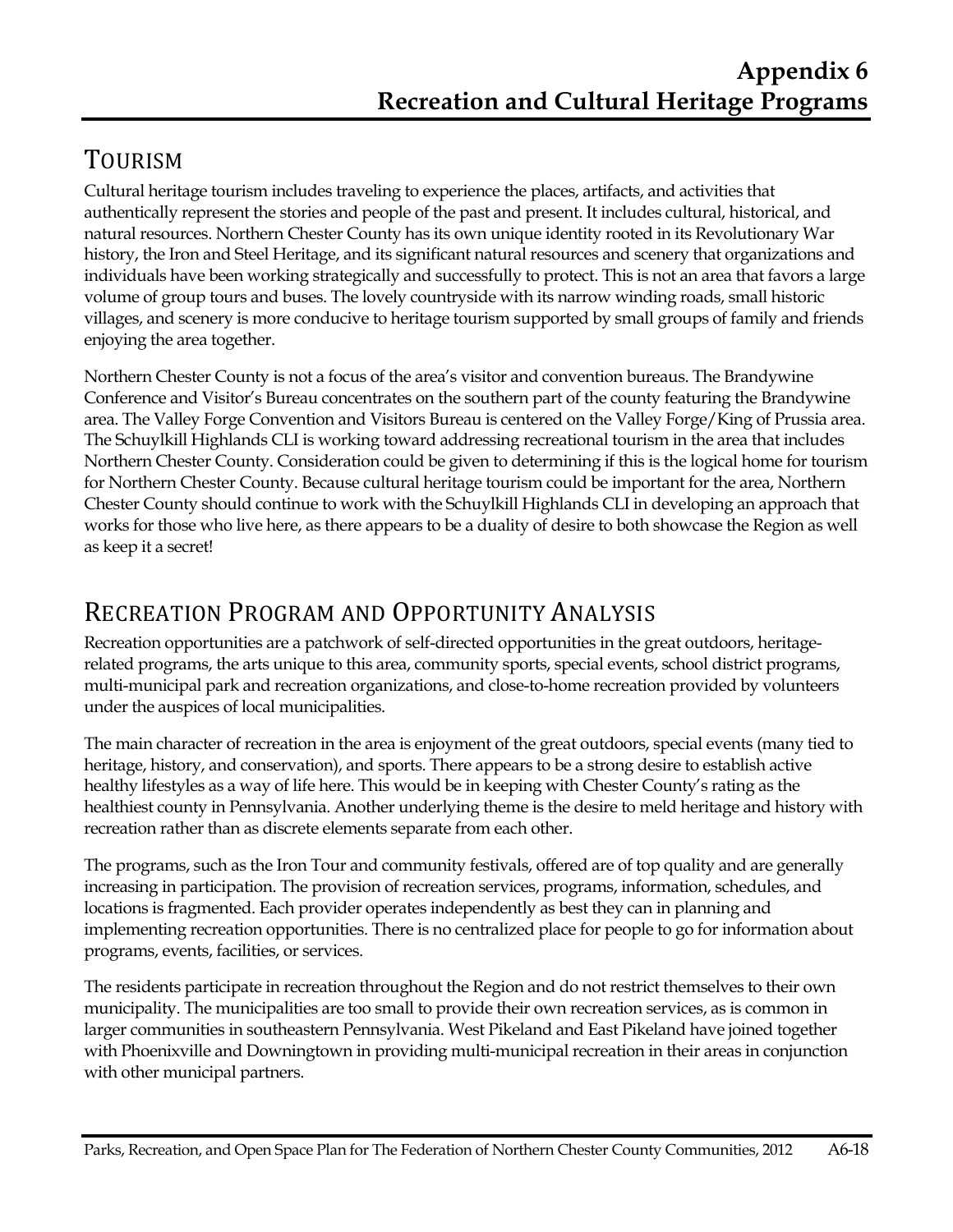# Appendix 6
# Recreation and Cultural Heritage Programs

## Tourism

Cultural heritage tourism includes traveling to experience the places, artifacts, and activities that authentically represent the stories and people of the past and present. It includes cultural, historical, and natural resources. Northern Chester County has its own unique identity rooted in its Revolutionary War history, the Iron and Steel Heritage, and its significant natural resources and scenery that organizations and individuals have been working strategically and successfully to protect. This is not an area that favors a large volume of group tours and buses. The lovely countryside with its narrow winding roads, small historic villages, and scenery is more conducive to heritage tourism supported by small groups of family and friends enjoying the area together.

Northern Chester County is not a focus of the area's visitor and convention bureaus. The Brandywine Conference and Visitor's Bureau concentrates on the southern part of the county featuring the Brandywine area. The Valley Forge Convention and Visitors Bureau is centered on the Valley Forge/King of Prussia area. The Schuylkill Highlands CLI is working toward addressing recreational tourism in the area that includes Northern Chester County. Consideration could be given to determining if this is the logical home for tourism for Northern Chester County. Because cultural heritage tourism could be important for the area, Northern Chester County should continue to work with the Schuylkill Highlands CLI in developing an approach that works for those who live here, as there appears to be a duality of desire to both showcase the Region as well as keep it a secret!

## Recreation Program and Opportunity Analysis

Recreation opportunities are a patchwork of self-directed opportunities in the great outdoors, heritage-related programs, the arts unique to this area, community sports, special events, school district programs, multi-municipal park and recreation organizations, and close-to-home recreation provided by volunteers under the auspices of local municipalities.

The main character of recreation in the area is enjoyment of the great outdoors, special events (many tied to heritage, history, and conservation), and sports. There appears to be a strong desire to establish active healthy lifestyles as a way of life here. This would be in keeping with Chester County's rating as the healthiest county in Pennsylvania. Another underlying theme is the desire to meld heritage and history with recreation rather than as discrete elements separate from each other.

The programs, such as the Iron Tour and community festivals, offered are of top quality and are generally increasing in participation. The provision of recreation services, programs, information, schedules, and locations is fragmented. Each provider operates independently as best they can in planning and implementing recreation opportunities. There is no centralized place for people to go for information about programs, events, facilities, or services.

The residents participate in recreation throughout the Region and do not restrict themselves to their own municipality. The municipalities are too small to provide their own recreation services, as is common in larger communities in southeastern Pennsylvania. West Pikeland and East Pikeland have joined together with Phoenixville and Downingtown in providing multi-municipal recreation in their areas in conjunction with other municipal partners.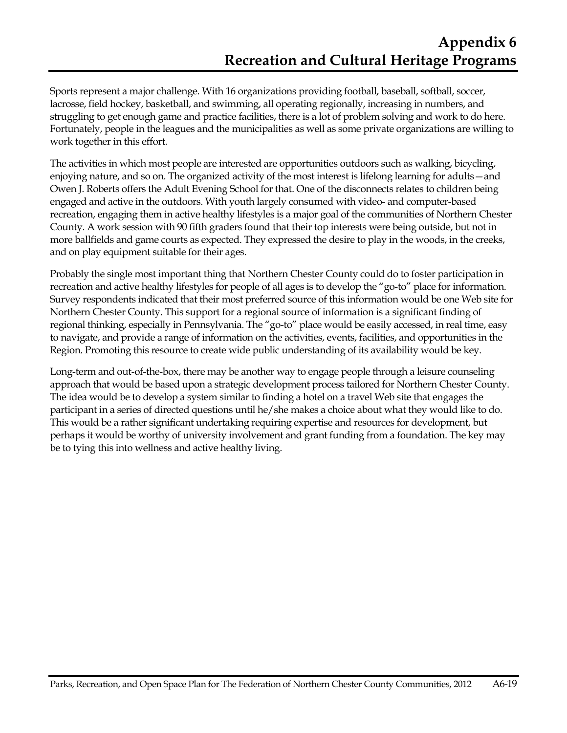Sports represent a major challenge. With 16 organizations providing football, baseball, softball, soccer, lacrosse, field hockey, basketball, and swimming, all operating regionally, increasing in numbers, and struggling to get enough game and practice facilities, there is a lot of problem solving and work to do here. Fortunately, people in the leagues and the municipalities as well as some private organizations are willing to work together in this effort.

The activities in which most people are interested are opportunities outdoors such as walking, bicycling, enjoying nature, and so on. The organized activity of the most interest is lifelong learning for adults—and Owen J. Roberts offers the Adult Evening School for that. One of the disconnects relates to children being engaged and active in the outdoors. With youth largely consumed with video- and computer-based recreation, engaging them in active healthy lifestyles is a major goal of the communities of Northern Chester County. A work session with 90 fifth graders found that their top interests were being outside, but not in more ballfields and game courts as expected. They expressed the desire to play in the woods, in the creeks, and on play equipment suitable for their ages.

Probably the single most important thing that Northern Chester County could do to foster participation in recreation and active healthy lifestyles for people of all ages is to develop the "go-to" place for information. Survey respondents indicated that their most preferred source of this information would be one Web site for Northern Chester County. This support for a regional source of information is a significant finding of regional thinking, especially in Pennsylvania. The "go-to" place would be easily accessed, in real time, easy to navigate, and provide a range of information on the activities, events, facilities, and opportunities in the Region. Promoting this resource to create wide public understanding of its availability would be key.

Long-term and out-of-the-box, there may be another way to engage people through a leisure counseling approach that would be based upon a strategic development process tailored for Northern Chester County. The idea would be to develop a system similar to finding a hotel on a travel Web site that engages the participant in a series of directed questions until he/she makes a choice about what they would like to do. This would be a rather significant undertaking requiring expertise and resources for development, but perhaps it would be worthy of university involvement and grant funding from a foundation. The key may be to tying this into wellness and active healthy living.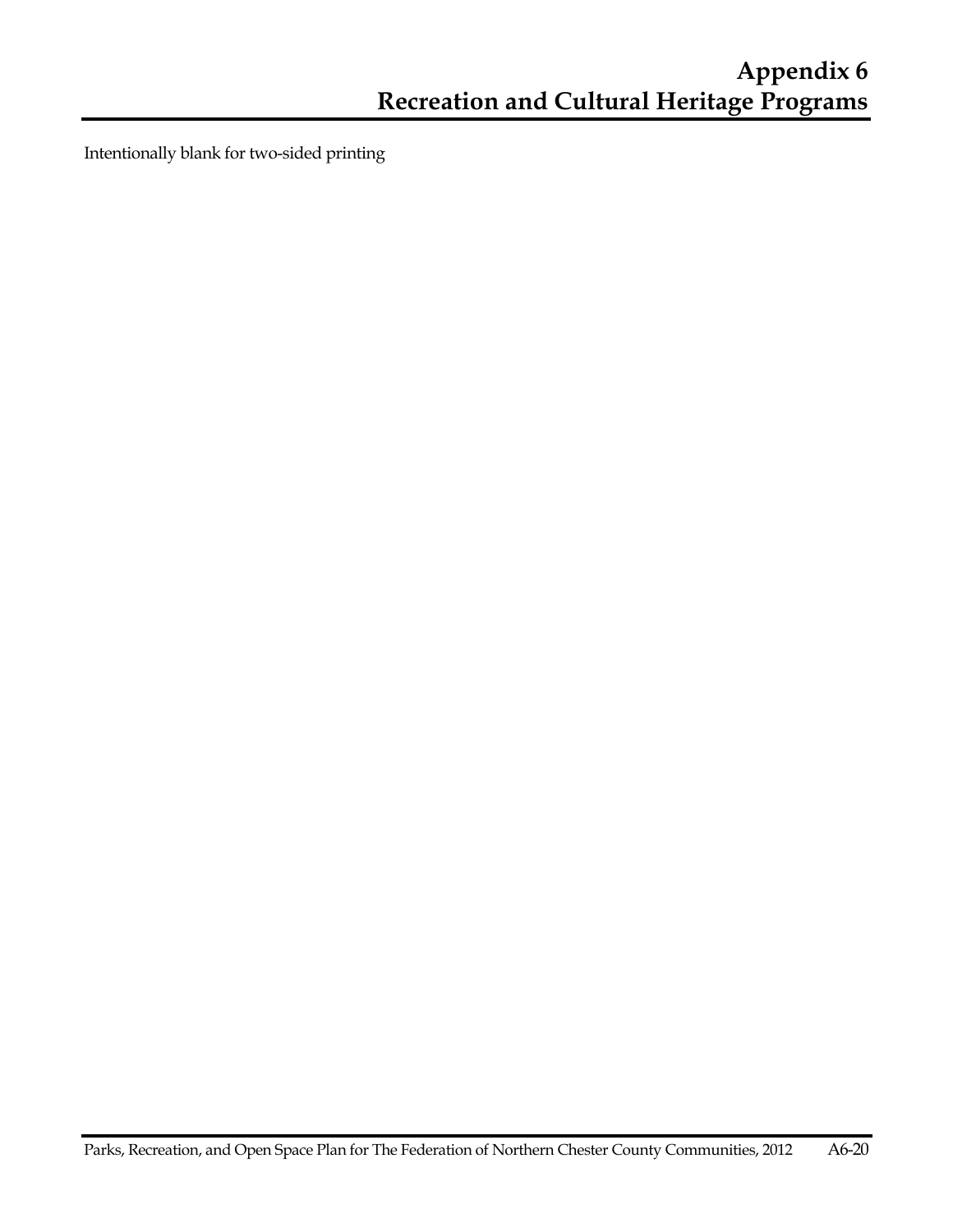# Appendix 6
# Recreation and Cultural Heritage Programs

Intentionally blank for two-sided printing